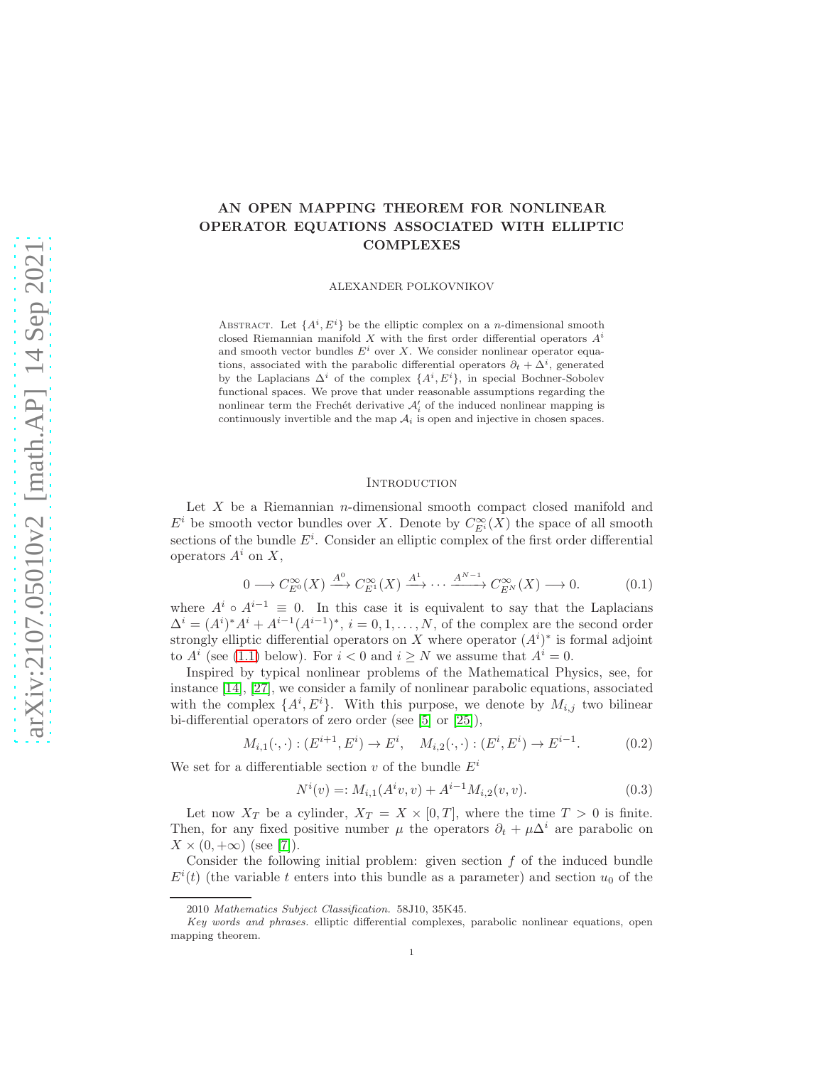# AN OPEN MAPPING THEOREM FOR NONLINEAR OPERATOR EQUATIONS ASSOCIATED WITH ELLIPTIC COMPLEXES

ALEXANDER POLKOVNIKOV

Abstract. Let $\{A^i, E^i\}$ be the elliptic complex on a $n$-dimensional smooth closed Riemannian manifold $X$ with the first order differential operators $A^i$ and smooth vector bundles $E^i$ over $X$. We consider nonlinear operator equations, associated with the parabolic differential operators $\partial_t + \Delta^i$, generated by the Laplacians $\Delta^i$ of the complex $\{A^i, E^i\}$, in special Bochner-Sobolev functional spaces. We prove that under reasonable assumptions regarding the nonlinear term the Fréchet derivative $\mathcal{A}'_i$ of the induced nonlinear mapping is continuously invertible and the map $\mathcal{A}_i$ is open and injective in chosen spaces.

## Introduction

Let $X$ be a Riemannian $n$-dimensional smooth compact closed manifold and $E^i$ be smooth vector bundles over $X$. Denote by $C^\infty_{E^i}(X)$ the space of all smooth sections of the bundle $E^i$. Consider an elliptic complex of the first order differential operators $A^i$ on $X$,

$$0 \longrightarrow C^\infty_{E^0}(X) \xrightarrow{A^0} C^\infty_{E^1}(X) \xrightarrow{A^1} \cdots \xrightarrow{A^{N-1}} C^\infty_{E^N}(X) \longrightarrow 0. \tag{0.1}$$

where $A^i \circ A^{i-1} \equiv 0$. In this case it is equivalent to say that the Laplacians $\Delta^i = (A^i)^* A^i + A^{i-1}(A^{i-1})^*$, $i = 0, 1, \ldots, N$, of the complex are the second order strongly elliptic differential operators on $X$ where operator $(A^i)^*$ is formal adjoint to $A^i$ (see (1.1) below). For $i < 0$ and $i \geq N$ we assume that $A^i = 0$.

Inspired by typical nonlinear problems of the Mathematical Physics, see, for instance [14], [27], we consider a family of nonlinear parabolic equations, associated with the complex $\{A^i, E^i\}$. With this purpose, we denote by $M_{i,j}$ two bilinear bi-differential operators of zero order (see [5] or [25]),

$$M_{i,1}(\cdot,\cdot) : (E^{i+1}, E^i) \to E^i, \quad M_{i,2}(\cdot,\cdot) : (E^i, E^i) \to E^{i-1}. \tag{0.2}$$

We set for a differentiable section $v$ of the bundle $E^i$

$$N^i(v) =: M_{i,1}(A^i v, v) + A^{i-1} M_{i,2}(v, v). \tag{0.3}$$

Let now $X_T$ be a cylinder, $X_T = X \times [0, T]$, where the time $T > 0$ is finite. Then, for any fixed positive number $\mu$ the operators $\partial_t + \mu\Delta^i$ are parabolic on $X \times (0, +\infty)$ (see [7]).

Consider the following initial problem: given section $f$ of the induced bundle $E^i(t)$ (the variable $t$ enters into this bundle as a parameter) and section $u_0$ of the

2010 *Mathematics Subject Classification.* 58J10, 35K45.

*Key words and phrases.* elliptic differential complexes, parabolic nonlinear equations, open mapping theorem.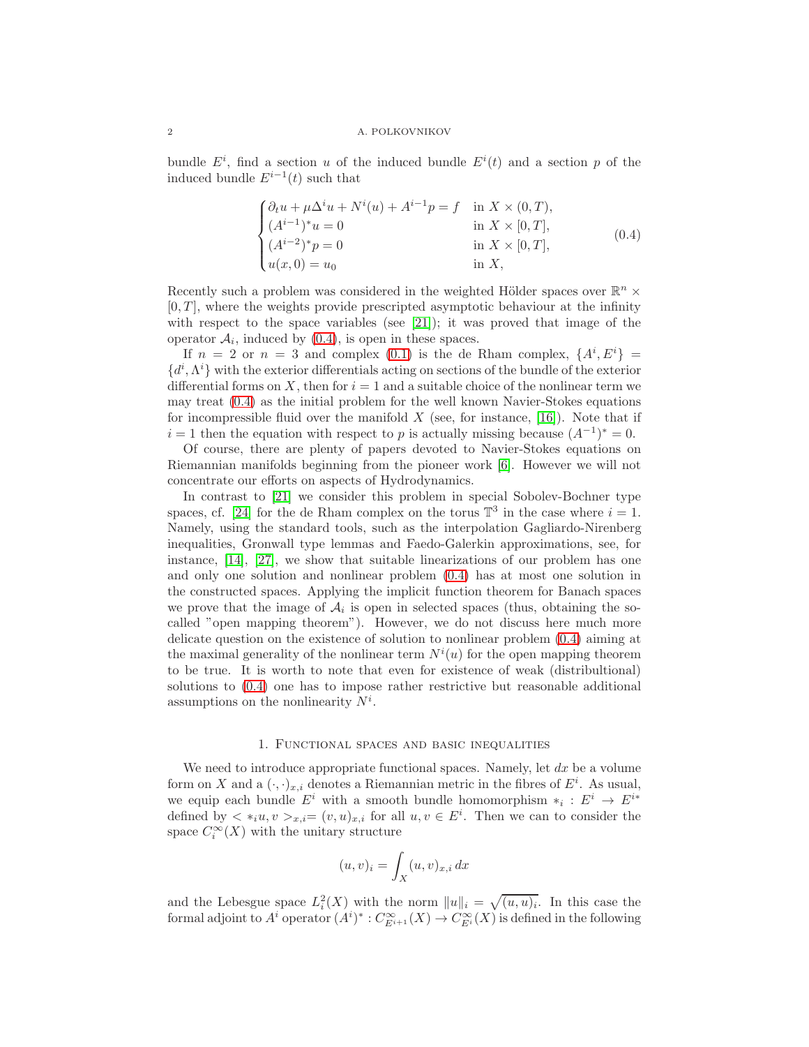bundle $E^i$, find a section $u$ of the induced bundle $E^i(t)$ and a section $p$ of the induced bundle $E^{i-1}(t)$ such that

$$
\begin{cases}
\partial_t u + \mu \Delta^i u + N^i(u) + A^{i-1} p = f & \text{in } X \times (0,T), \\
(A^{i-1})^* u = 0 & \text{in } X \times [0,T], \\
(A^{i-2})^* p = 0 & \text{in } X \times [0,T], \\
u(x,0) = u_0 & \text{in } X,
\end{cases}
\tag{0.4}
$$

Recently such a problem was considered in the weighted Hölder spaces over $\mathbb{R}^n \times [0,T]$, where the weights provide prescripted asymptotic behaviour at the infinity with respect to the space variables (see [21]); it was proved that image of the operator $\mathcal{A}_i$, induced by (0.4), is open in these spaces.

If $n = 2$ or $n = 3$ and complex (0.1) is the de Rham complex, $\{A^i, E^i\} = \{d^i, \Lambda^i\}$ with the exterior differentials acting on sections of the bundle of the exterior differential forms on $X$, then for $i = 1$ and a suitable choice of the nonlinear term we may treat (0.4) as the initial problem for the well known Navier-Stokes equations for incompressible fluid over the manifold $X$ (see, for instance, [16]). Note that if $i = 1$ then the equation with respect to $p$ is actually missing because $(A^{-1})^* = 0$.

Of course, there are plenty of papers devoted to Navier-Stokes equations on Riemannian manifolds beginning from the pioneer work [6]. However we will not concentrate our efforts on aspects of Hydrodynamics.

In contrast to [21] we consider this problem in special Sobolev-Bochner type spaces, cf. [24] for the de Rham complex on the torus $\mathbb{T}^3$ in the case where $i = 1$. Namely, using the standard tools, such as the interpolation Gagliardo-Nirenberg inequalities, Gronwall type lemmas and Faedo-Galerkin approximations, see, for instance, [14], [27], we show that suitable linearizations of our problem has one and only one solution and nonlinear problem (0.4) has at most one solution in the constructed spaces. Applying the implicit function theorem for Banach spaces we prove that the image of $\mathcal{A}_i$ is open in selected spaces (thus, obtaining the so-called "open mapping theorem"). However, we do not discuss here much more delicate question on the existence of solution to nonlinear problem (0.4) aiming at the maximal generality of the nonlinear term $N^i(u)$ for the open mapping theorem to be true. It is worth to note that even for existence of weak (distributional) solutions to (0.4) one has to impose rather restrictive but reasonable additional assumptions on the nonlinearity $N^i$.

## 1. Functional spaces and basic inequalities

We need to introduce appropriate functional spaces. Namely, let $dx$ be a volume form on $X$ and a $(\cdot,\cdot)_{x,i}$ denotes a Riemannian metric in the fibres of $E^i$. As usual, we equip each bundle $E^i$ with a smooth bundle homomorphism $*_i : E^i \to E^{i*}$ defined by $< *_i u, v >_{x,i} = (v,u)_{x,i}$ for all $u, v \in E^i$. Then we can to consider the space $C^\infty_i(X)$ with the unitary structure

$$
(u,v)_i = \int_X (u,v)_{x,i} \, dx
$$

and the Lebesgue space $L^2_i(X)$ with the norm $\|u\|_i = \sqrt{(u,u)_i}$. In this case the formal adjoint to $A^i$ operator $(A^i)^* : C^\infty_{E^{i+1}}(X) \to C^\infty_{E^i}(X)$ is defined in the following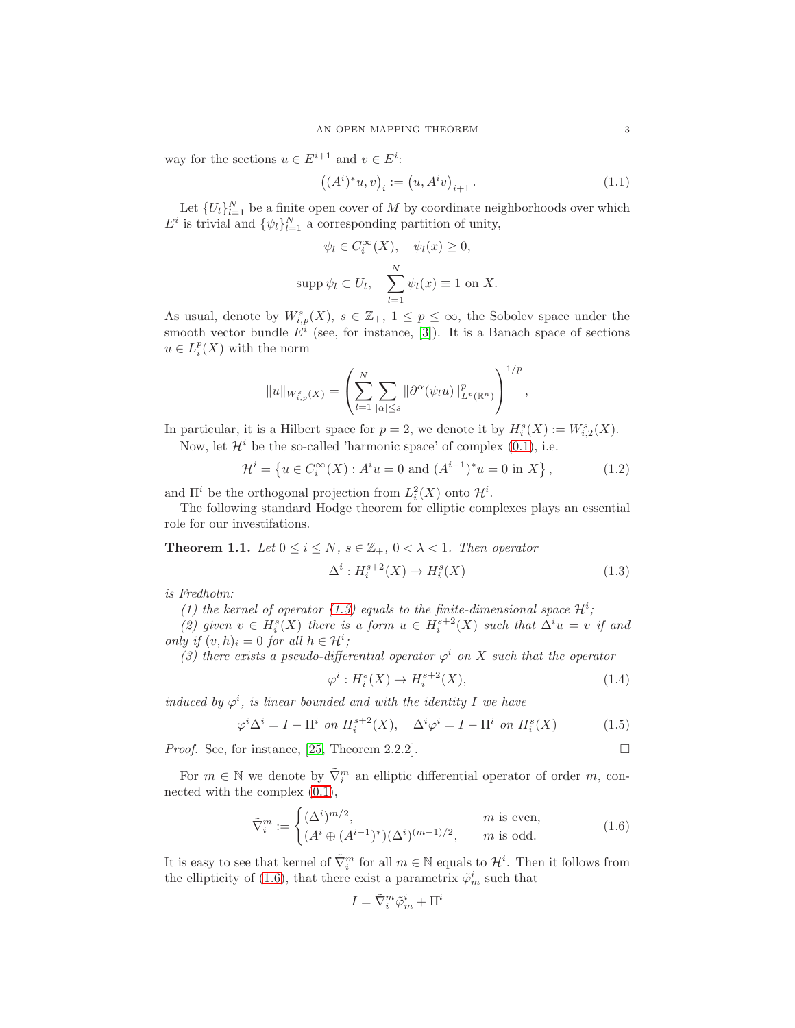way for the sections $u \in E^{i+1}$ and $v \in E^i$:

$$\left((A^i)^* u, v\right)_i := \left(u, A^i v\right)_{i+1}. \tag{1.1}$$

Let $\{U_l\}_{l=1}^N$ be a finite open cover of $M$ by coordinate neighborhoods over which $E^i$ is trivial and $\{\psi_l\}_{l=1}^N$ a corresponding partition of unity,

$$\psi_l \in C_i^\infty(X), \quad \psi_l(x) \geq 0,$$

$$\operatorname{supp} \psi_l \subset U_l, \quad \sum_{l=1}^N \psi_l(x) \equiv 1 \text{ on } X.$$

As usual, denote by $W^s_{i,p}(X)$, $s \in \mathbb{Z}_+$, $1 \leq p \leq \infty$, the Sobolev space under the smooth vector bundle $E^i$ (see, for instance, [3]). It is a Banach space of sections $u \in L^p_i(X)$ with the norm

$$\|u\|_{W^s_{i,p}(X)} = \left( \sum_{l=1}^N \sum_{|\alpha| \leq s} \|\partial^\alpha (\psi_l u)\|^p_{L^p(\mathbb{R}^n)} \right)^{1/p},$$

In particular, it is a Hilbert space for $p = 2$, we denote it by $H^s_i(X) := W^s_{i,2}(X)$.

Now, let $\mathcal{H}^i$ be the so-called 'harmonic space' of complex (0.1), i.e.

$$\mathcal{H}^i = \left\{ u \in C_i^\infty(X) : A^i u = 0 \text{ and } (A^{i-1})^* u = 0 \text{ in } X \right\}, \tag{1.2}$$

and $\Pi^i$ be the orthogonal projection from $L^2_i(X)$ onto $\mathcal{H}^i$.

The following standard Hodge theorem for elliptic complexes plays an essential role for our investifations.

**Theorem 1.1.** *Let $0 \leq i \leq N$, $s \in \mathbb{Z}_+$, $0 < \lambda < 1$. Then operator*

$$\Delta^i : H^{s+2}_i(X) \to H^s_i(X) \tag{1.3}$$

*is Fredholm:*

*(1) the kernel of operator (1.3) equals to the finite-dimensional space $\mathcal{H}^i$;*

*(2) given $v \in H^s_i(X)$ there is a form $u \in H^{s+2}_i(X)$ such that $\Delta^i u = v$ if and only if $(v, h)_i = 0$ for all $h \in \mathcal{H}^i$;*

*(3) there exists a pseudo-differential operator $\varphi^i$ on $X$ such that the operator*

$$\varphi^i : H^s_i(X) \to H^{s+2}_i(X), \tag{1.4}$$

*induced by $\varphi^i$, is linear bounded and with the identity $I$ we have*

$$\varphi^i \Delta^i = I - \Pi^i \text{ on } H^{s+2}_i(X), \quad \Delta^i \varphi^i = I - \Pi^i \text{ on } H^s_i(X) \tag{1.5}$$

*Proof.* See, for instance, [25, Theorem 2.2.2]. □

For $m \in \mathbb{N}$ we denote by $\tilde{\nabla}^m_i$ an elliptic differential operator of order $m$, connected with the complex (0.1),

$$\tilde{\nabla}^m_i := \begin{cases} (\Delta^i)^{m/2}, & m \text{ is even}, \\ (A^i \oplus (A^{i-1})^*)(\Delta^i)^{(m-1)/2}, & m \text{ is odd}. \end{cases} \tag{1.6}$$

It is easy to see that kernel of $\tilde{\nabla}^m_i$ for all $m \in \mathbb{N}$ equals to $\mathcal{H}^i$. Then it follows from the ellipticity of (1.6), that there exist a parametrix $\tilde{\varphi}^i_m$ such that

$$I = \tilde{\nabla}^m_i \tilde{\varphi}^i_m + \Pi^i$$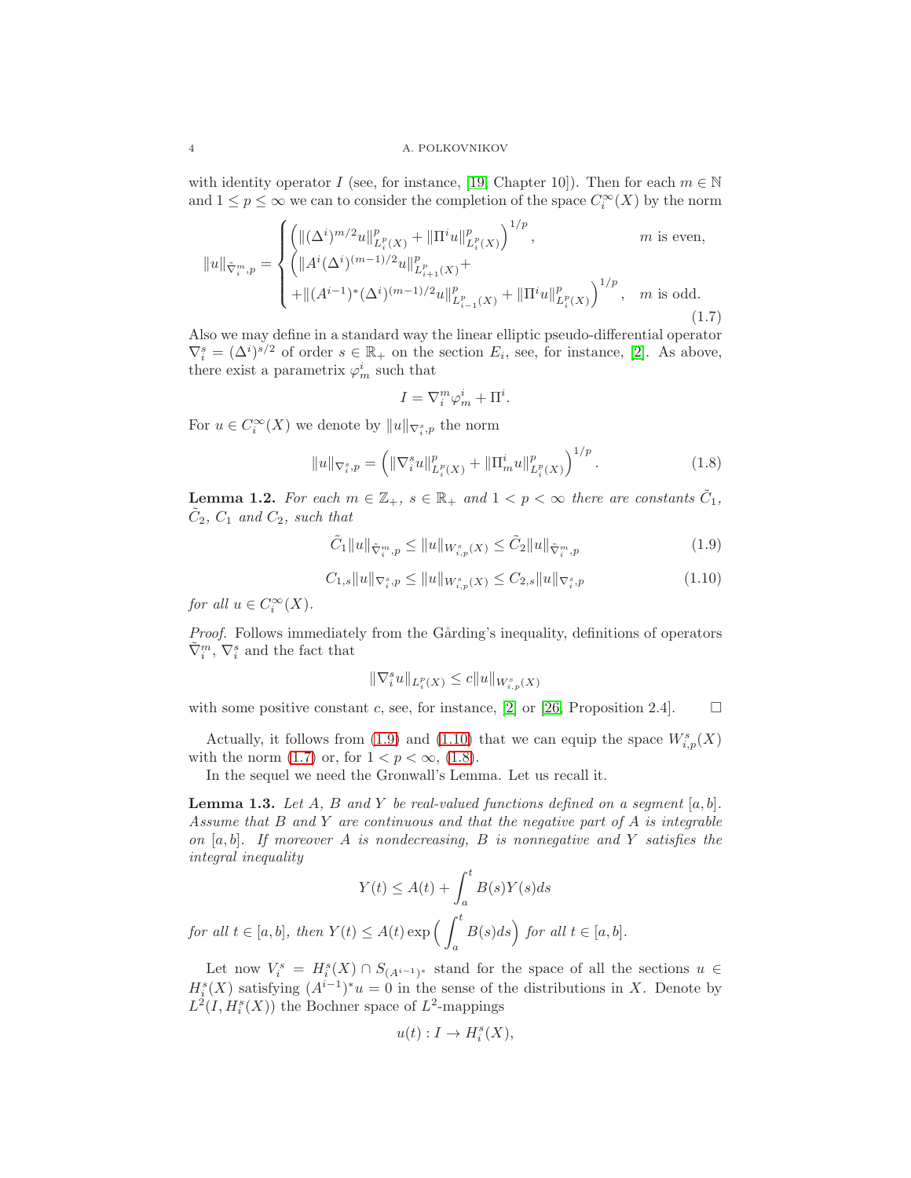with identity operator $I$ (see, for instance, [19, Chapter 10]). Then for each $m \in \mathbb{N}$ and $1 \leq p \leq \infty$ we can to consider the completion of the space $C_i^\infty(X)$ by the norm

$$
\|u\|_{\tilde{\nabla}_i^m,p} = \begin{cases} \left(\|(\Delta^i)^{m/2}u\|^p_{L_i^p(X)} + \|\Pi^i u\|^p_{L_i^p(X)}\right)^{1/p}, & m \text{ is even,} \\ \Big(\|A^i(\Delta^i)^{(m-1)/2}u\|^p_{L^p_{i+1}(X)} + \\ +\|(A^{i-1})^*(\Delta^i)^{(m-1)/2}u\|^p_{L^p_{i-1}(X)} + \|\Pi^i u\|^p_{L_i^p(X)}\Big)^{1/p}, & m \text{ is odd.} \end{cases} \tag{1.7}
$$

Also we may define in a standard way the linear elliptic pseudo-differential operator $\nabla_i^s = (\Delta^i)^{s/2}$ of order $s \in \mathbb{R}_+$ on the section $E_i$, see, for instance, [2]. As above, there exist a parametrix $\varphi_m^i$ such that

$$
I = \nabla_i^m \varphi_m^i + \Pi^i.
$$

For $u \in C_i^\infty(X)$ we denote by $\|u\|_{\nabla_i^s,p}$ the norm

$$
\|u\|_{\nabla_i^s,p} = \left(\|\nabla_i^s u\|^p_{L_i^p(X)} + \|\Pi_m^i u\|^p_{L_i^p(X)}\right)^{1/p}. \tag{1.8}
$$

**Lemma 1.2.** *For each $m \in \mathbb{Z}_+$, $s \in \mathbb{R}_+$ and $1 < p < \infty$ there are constants $\tilde{C}_1$, $\tilde{C}_2$, $C_1$ and $C_2$, such that*

$$
\tilde{C}_1 \|u\|_{\tilde{\nabla}_i^m,p} \leq \|u\|_{W^s_{i,p}(X)} \leq \tilde{C}_2 \|u\|_{\tilde{\nabla}_i^m,p} \tag{1.9}
$$

$$
C_{1,s} \|u\|_{\nabla_i^s,p} \leq \|u\|_{W^s_{i,p}(X)} \leq C_{2,s} \|u\|_{\nabla_i^s,p} \tag{1.10}
$$

*for all $u \in C_i^\infty(X)$.*

*Proof.* Follows immediately from the Gårding's inequality, definitions of operators $\tilde{\nabla}_i^m$, $\nabla_i^s$ and the fact that

$$
\|\nabla_i^s u\|_{L_i^p(X)} \leq c\|u\|_{W^s_{i,p}(X)}
$$

with some positive constant $c$, see, for instance, [2] or [26, Proposition 2.4]. $\square$

Actually, it follows from (1.9) and (1.10) that we can equip the space $W^s_{i,p}(X)$ with the norm (1.7) or, for $1 < p < \infty$, (1.8).

In the sequel we need the Gronwall's Lemma. Let us recall it.

**Lemma 1.3.** *Let $A$, $B$ and $Y$ be real-valued functions defined on a segment $[a, b]$. Assume that $B$ and $Y$ are continuous and that the negative part of $A$ is integrable on $[a, b]$. If moreover $A$ is nondecreasing, $B$ is nonnegative and $Y$ satisfies the integral inequality*

$$
Y(t) \leq A(t) + \int_a^t B(s)Y(s)ds
$$

*for all $t \in [a, b]$, then $Y(t) \leq A(t) \exp\Big(\int_a^t B(s)ds\Big)$ for all $t \in [a, b]$.*

Let now $V_i^s = H_i^s(X) \cap S_{(A^{i-1})^*}$ stand for the space of all the sections $u \in H_i^s(X)$ satisfying $(A^{i-1})^* u = 0$ in the sense of the distributions in $X$. Denote by $L^2(I, H_i^s(X))$ the Bochner space of $L^2$-mappings

$$
u(t) : I \to H_i^s(X),
$$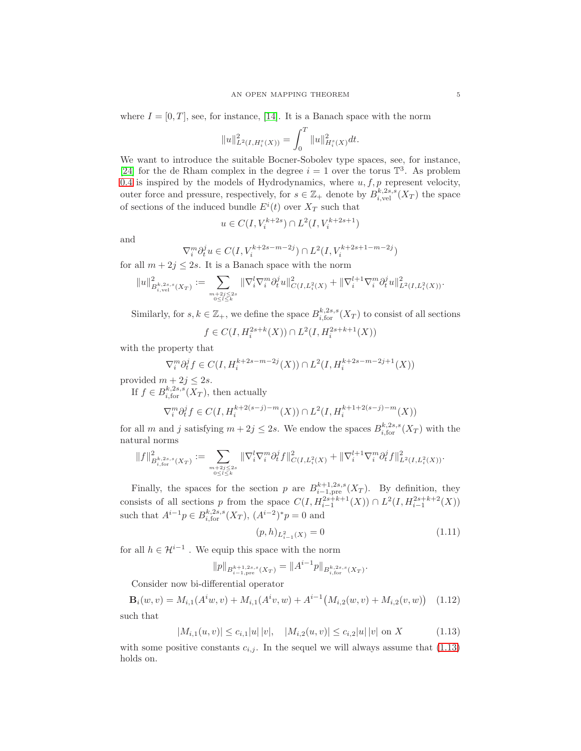where $I = [0, T]$, see, for instance, [14]. It is a Banach space with the norm

$$\|u\|^2_{L^2(I,H^s_i(X))} = \int_0^T \|u\|^2_{H^s_i(X)} dt.$$

We want to introduce the suitable Bocner-Sobolev type spaces, see, for instance, [24] for the de Rham complex in the degree $i = 1$ over the torus $\mathbb{T}^3$. As problem 0.4 is inspired by the models of Hydrodynamics, where $u, f, p$ represent velocity, outer force and pressure, respectively, for $s \in \mathbb{Z}_+$ denote by $B^{k,2s,s}_{i,\mathrm{vel}}(X_T)$ the space of sections of the induced bundle $E^i(t)$ over $X_T$ such that

$$u \in C(I, V_i^{k+2s}) \cap L^2(I, V_i^{k+2s+1})$$

and

$$\nabla_i^m \partial_t^j u \in C(I, V_i^{k+2s-m-2j}) \cap L^2(I, V_i^{k+2s+1-m-2j})$$

for all $m + 2j \leq 2s$. It is a Banach space with the norm

$$\|u\|^2_{B^{k,2s,s}_{i,\mathrm{vel}}(X_T)} := \sum_{\substack{m+2j\leq 2s \\ 0\leq l\leq k}} \|\nabla_i^l \nabla_i^m \partial_t^j u\|^2_{C(I,L^2_i(X)} + \|\nabla_i^{l+1} \nabla_i^m \partial_t^j u\|^2_{L^2(I,L^2_i(X))}.$$

Similarly, for $s, k \in \mathbb{Z}_+$, we define the space $B^{k,2s,s}_{i,\mathrm{for}}(X_T)$ to consist of all sections

$$f \in C(I, H_i^{2s+k}(X)) \cap L^2(I, H_i^{2s+k+1}(X))$$

with the property that

$$\nabla_i^m \partial_t^j f \in C(I, H_i^{k+2s-m-2j}(X)) \cap L^2(I, H_i^{k+2s-m-2j+1}(X))$$

provided $m + 2j \leq 2s$.

If $f \in B^{k,2s,s}_{i,\mathrm{for}}(X_T)$, then actually

$$\nabla_i^m \partial_t^j f \in C(I, H_i^{k+2(s-j)-m}(X)) \cap L^2(I, H_i^{k+1+2(s-j)-m}(X))$$

for all $m$ and $j$ satisfying $m + 2j \leq 2s$. We endow the spaces $B^{k,2s,s}_{i,\mathrm{for}}(X_T)$ with the natural norms

$$\|f\|^2_{B^{k,2s,s}_{i,\mathrm{for}}(X_T)} := \sum_{\substack{m+2j\leq 2s \\ 0\leq l\leq k}} \|\nabla_i^l \nabla_i^m \partial_t^j f\|^2_{C(I,L^2_i(X)} + \|\nabla_i^{l+1} \nabla_i^m \partial_t^j f\|^2_{L^2(I,L^2_i(X))}.$$

Finally, the spaces for the section $p$ are $B^{k+1,2s,s}_{i-1,\mathrm{pre}}(X_T)$. By definition, they consists of all sections $p$ from the space $C(I, H^{2s+k+1}_{i-1}(X)) \cap L^2(I, H^{2s+k+2}_{i-1}(X))$ such that $A^{i-1}p \in B^{k,2s,s}_{i,\mathrm{for}}(X_T)$, $(A^{i-2})^* p = 0$ and

$$(p, h)_{L^2_{i-1}(X)} = 0 \tag{1.11}$$

for all $h \in \mathcal{H}^{i-1}$ . We equip this space with the norm

$$\|p\|_{B^{k+1,2s,s}_{i-1,\mathrm{pre}}(X_T)} = \|A^{i-1}p\|_{B^{k,2s,s}_{i,\mathrm{for}}(X_T)}.$$

Consider now bi-differential operator

$$\mathbf{B}_i(w, v) = M_{i,1}(A^i w, v) + M_{i,1}(A^i v, w) + A^{i-1}\big(M_{i,2}(w, v) + M_{i,2}(v, w)\big) \tag{1.12}$$

such that

$$|M_{i,1}(u, v)| \leq c_{i,1}|u|\,|v|, \quad |M_{i,2}(u, v)| \leq c_{i,2}|u|\,|v| \text{ on } X \tag{1.13}$$

with some positive constants $c_{i,j}$. In the sequel we will always assume that (1.13) holds on.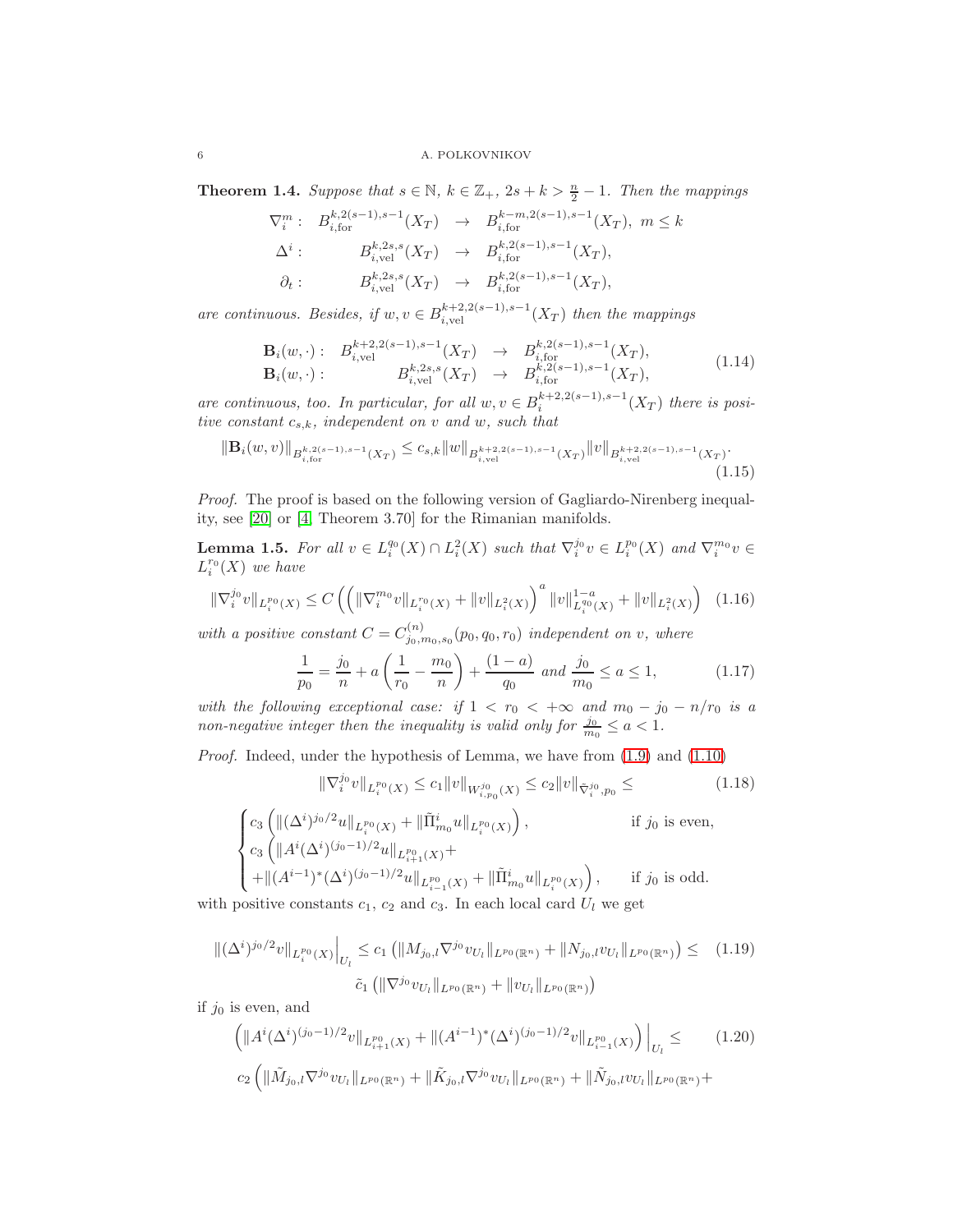**Theorem 1.4.** *Suppose that $s \in \mathbb{N}$, $k \in \mathbb{Z}_+$, $2s + k > \frac{n}{2} - 1$. Then the mappings*

$$
\begin{array}{rrcl}
\nabla_i^m : & B^{k,2(s-1),s-1}_{i,\mathrm{for}}(X_T) & \to & B^{k-m,2(s-1),s-1}_{i,\mathrm{for}}(X_T), \ m \leq k \\
\Delta^i : & B^{k,2s,s}_{i,\mathrm{vel}}(X_T) & \to & B^{k,2(s-1),s-1}_{i,\mathrm{for}}(X_T), \\
\partial_t : & B^{k,2s,s}_{i,\mathrm{vel}}(X_T) & \to & B^{k,2(s-1),s-1}_{i,\mathrm{for}}(X_T),
\end{array}
$$

*are continuous. Besides, if $w, v \in B^{k+2,2(s-1),s-1}_{i,\mathrm{vel}}(X_T)$ then the mappings*

$$
\begin{array}{rrcl}
\mathbf{B}_i(w,\cdot) : & B^{k+2,2(s-1),s-1}_{i,\mathrm{vel}}(X_T) & \to & B^{k,2(s-1),s-1}_{i,\mathrm{for}}(X_T), \\
\mathbf{B}_i(w,\cdot) : & B^{k,2s,s}_{i,\mathrm{vel}}(X_T) & \to & B^{k,2(s-1),s-1}_{i,\mathrm{for}}(X_T),
\end{array}
\tag{1.14}
$$

*are continuous, too. In particular, for all $w, v \in B^{k+2,2(s-1),s-1}_{i}(X_T)$ there is positive constant $c_{s,k}$, independent on $v$ and $w$, such that*

$$
\|\mathbf{B}_i(w,v)\|_{B^{k,2(s-1),s-1}_{i,\mathrm{for}}(X_T)} \leq c_{s,k} \|w\|_{B^{k+2,2(s-1),s-1}_{i,\mathrm{vel}}(X_T)} \|v\|_{B^{k+2,2(s-1),s-1}_{i,\mathrm{vel}}(X_T)}.
\tag{1.15}
$$

*Proof.* The proof is based on the following version of Gagliardo-Nirenberg inequality, see [20] or [4, Theorem 3.70] for the Rimanian manifolds.

**Lemma 1.5.** *For all $v \in L^{q_0}_i(X) \cap L^2_i(X)$ such that $\nabla_i^{j_0} v \in L^{p_0}_i(X)$ and $\nabla_i^{m_0} v \in L^{r_0}_i(X)$ we have*

$$
\|\nabla_i^{j_0} v\|_{L^{p_0}_i(X)} \leq C \left( \left( \|\nabla_i^{m_0} v\|_{L^{r_0}_i(X)} + \|v\|_{L^2_i(X)} \right)^a \|v\|^{1-a}_{L^{q_0}_i(X)} + \|v\|_{L^2_i(X)} \right)
\tag{1.16}
$$

*with a positive constant $C = C^{(n)}_{j_0,m_0,s_0}(p_0,q_0,r_0)$ independent on $v$, where*

$$
\frac{1}{p_0} = \frac{j_0}{n} + a\left(\frac{1}{r_0} - \frac{m_0}{n}\right) + \frac{(1-a)}{q_0} \text{ and } \frac{j_0}{m_0} \leq a \leq 1,
\tag{1.17}
$$

*with the following exceptional case: if $1 < r_0 < +\infty$ and $m_0 - j_0 - n/r_0$ is a non-negative integer then the inequality is valid only for $\frac{j_0}{m_0} \leq a < 1$.*

*Proof.* Indeed, under the hypothesis of Lemma, we have from (1.9) and (1.10)

$$
\|\nabla_i^{j_0} v\|_{L^{p_0}_i(X)} \leq c_1 \|v\|_{W^{j_0}_{i,p_0}(X)} \leq c_2 \|v\|_{\tilde{\nabla}_i^{j_0},p_0} \leq
\tag{1.18}
$$

$$
\begin{cases}
c_3 \left( \|(\Delta^i)^{j_0/2} u\|_{L^{p_0}_i(X)} + \|\tilde{\Pi}^i_{m_0} u\|_{L^{p_0}_i(X)} \right), & \text{if } j_0 \text{ is even}, \\
c_3 \left( \|A^i (\Delta^i)^{(j_0-1)/2} u\|_{L^{p_0}_{i+1}(X)} + \right. \\
\left. + \|(A^{i-1})^* (\Delta^i)^{(j_0-1)/2} u\|_{L^{p_0}_{i-1}(X)} + \|\tilde{\Pi}^i_{m_0} u\|_{L^{p_0}_i(X)} \right), & \text{if } j_0 \text{ is odd}.
\end{cases}
$$

with positive constants $c_1$, $c_2$ and $c_3$. In each local card $U_l$ we get

$$
\|(\Delta^i)^{j_0/2} v\|_{L^{p_0}_i(X)}\Big|_{U_l} \leq c_1 \left( \|M_{j_0,l} \nabla^{j_0} v_{U_l}\|_{L^{p_0}(\mathbb{R}^n)} + \|N_{j_0,l} v_{U_l}\|_{L^{p_0}(\mathbb{R}^n)} \right) \leq
\tag{1.19}
$$

$$
\tilde{c}_1 \left( \|\nabla^{j_0} v_{U_l}\|_{L^{p_0}(\mathbb{R}^n)} + \|v_{U_l}\|_{L^{p_0}(\mathbb{R}^n)} \right)
$$

if $j_0$ is even, and

$$
\left( \|A^i (\Delta^i)^{(j_0-1)/2} v\|_{L^{p_0}_{i+1}(X)} + \|(A^{i-1})^* (\Delta^i)^{(j_0-1)/2} v\|_{L^{p_0}_{i-1}(X)} \right)\Big|_{U_l} \leq
\tag{1.20}
$$

$$
c_2 \Big( \|\tilde{M}_{j_0,l} \nabla^{j_0} v_{U_l}\|_{L^{p_0}(\mathbb{R}^n)} + \|\tilde{K}_{j_0,l} \nabla^{j_0} v_{U_l}\|_{L^{p_0}(\mathbb{R}^n)} + \|\tilde{N}_{j_0,l} v_{U_l}\|_{L^{p_0}(\mathbb{R}^n)} +
$$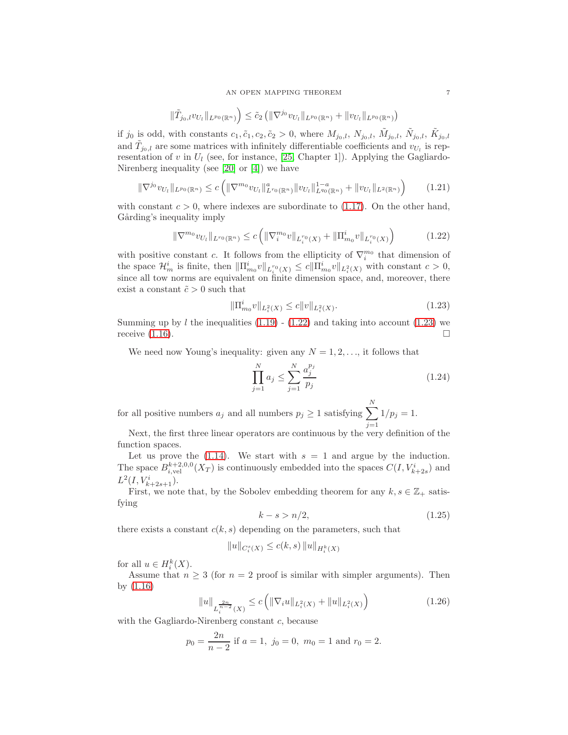$$\|\tilde{T}_{j_0,l} v_{U_l}\|_{L^{p_0}(\mathbb{R}^n)}\Big) \le \tilde{c}_2 \left( \|\nabla^{j_0} v_{U_l}\|_{L^{p_0}(\mathbb{R}^n)} + \|v_{U_l}\|_{L^{p_0}(\mathbb{R}^n)} \right)$$

if $j_0$ is odd, with constants $c_1, \tilde{c}_1, c_2, \tilde{c}_2 > 0$, where $M_{j_0,l}$, $N_{j_0,l}$, $\tilde{M}_{j_0,l}$, $\tilde{N}_{j_0,l}$, $\tilde{K}_{j_0,l}$ and $\tilde{T}_{j_0,l}$ are some matrices with infinitely differentiable coefficients and $v_{U_l}$ is representation of $v$ in $U_l$ (see, for instance, [25, Chapter 1]). Applying the Gagliardo-Nirenberg inequality (see [20] or [4]) we have

$$\|\nabla^{j_0} v_{U_l}\|_{L^{p_0}(\mathbb{R}^n)} \le c \left( \|\nabla^{m_0} v_{U_l}\|^{a}_{L^{r_0}(\mathbb{R}^n)} \|v_{U_l}\|^{1-a}_{L^{q_0}(\mathbb{R}^n)} + \|v_{U_l}\|_{L^2(\mathbb{R}^n)} \right) \tag{1.21}$$

with constant $c > 0$, where indexes are subordinate to (1.17). On the other hand, Gårding's inequality imply

$$\|\nabla^{m_0} v_{U_l}\|_{L^{r_0}(\mathbb{R}^n)} \le c \left( \|\nabla^{m_0}_i v\|_{L^{r_0}_i(X)} + \|\Pi^i_{m_0} v\|_{L^{r_0}_i(X)} \right) \tag{1.22}$$

with positive constant $c$. It follows from the ellipticity of $\nabla^{m_0}_i$ that dimension of the space $\mathcal{H}^i_m$ is finite, then $\|\Pi^i_{m_0} v\|_{L^{r_0}_i(X)} \le c \|\Pi^i_{m_0} v\|_{L^2_i(X)}$ with constant $c > 0$, since all tow norms are equivalent on finite dimension space, and, moreover, there exist a constant $\tilde{c} > 0$ such that

$$\|\Pi^i_{m_0} v\|_{L^2_i(X)} \le c \|v\|_{L^2_i(X)}. \tag{1.23}$$

Summing up by $l$ the inequalities (1.19) - (1.22) and taking into account (1.23) we receive (1.16). □

We need now Young's inequality: given any $N = 1, 2, \ldots$, it follows that

$$\prod_{j=1}^{N} a_j \le \sum_{j=1}^{N} \frac{a_j^{p_j}}{p_j} \tag{1.24}$$

for all positive numbers $a_j$ and all numbers $p_j \ge 1$ satisfying $\displaystyle\sum_{j=1}^{N} 1/p_j = 1$.

Next, the first three linear operators are continuous by the very definition of the function spaces.

Let us prove the (1.14). We start with $s = 1$ and argue by the induction. The space $B^{k+2,0,0}_{i,\mathrm{vel}}(X_T)$ is continuously embedded into the spaces $C(I, V^i_{k+2s})$ and $L^2(I, V^i_{k+2s+1})$.

First, we note that, by the Sobolev embedding theorem for any $k, s \in \mathbb{Z}_+$ satisfying

$$k - s > n/2, \tag{1.25}$$

there exists a constant $c(k, s)$ depending on the parameters, such that

$$\|u\|_{C^s_i(X)} \le c(k, s)\, \|u\|_{H^k_i(X)}$$

for all $u \in H^k_i(X)$.

Assume that $n \ge 3$ (for $n = 2$ proof is similar with simpler arguments). Then by (1.16)

$$\|u\|_{L_i^{\frac{2n}{n-2}}(X)} \le c \left( \|\nabla_i u\|_{L^2_i(X)} + \|u\|_{L^2_i(X)} \right) \tag{1.26}$$

with the Gagliardo-Nirenberg constant $c$, because

$$p_0 = \frac{2n}{n-2} \text{ if } a = 1,\ j_0 = 0,\ m_0 = 1 \text{ and } r_0 = 2.$$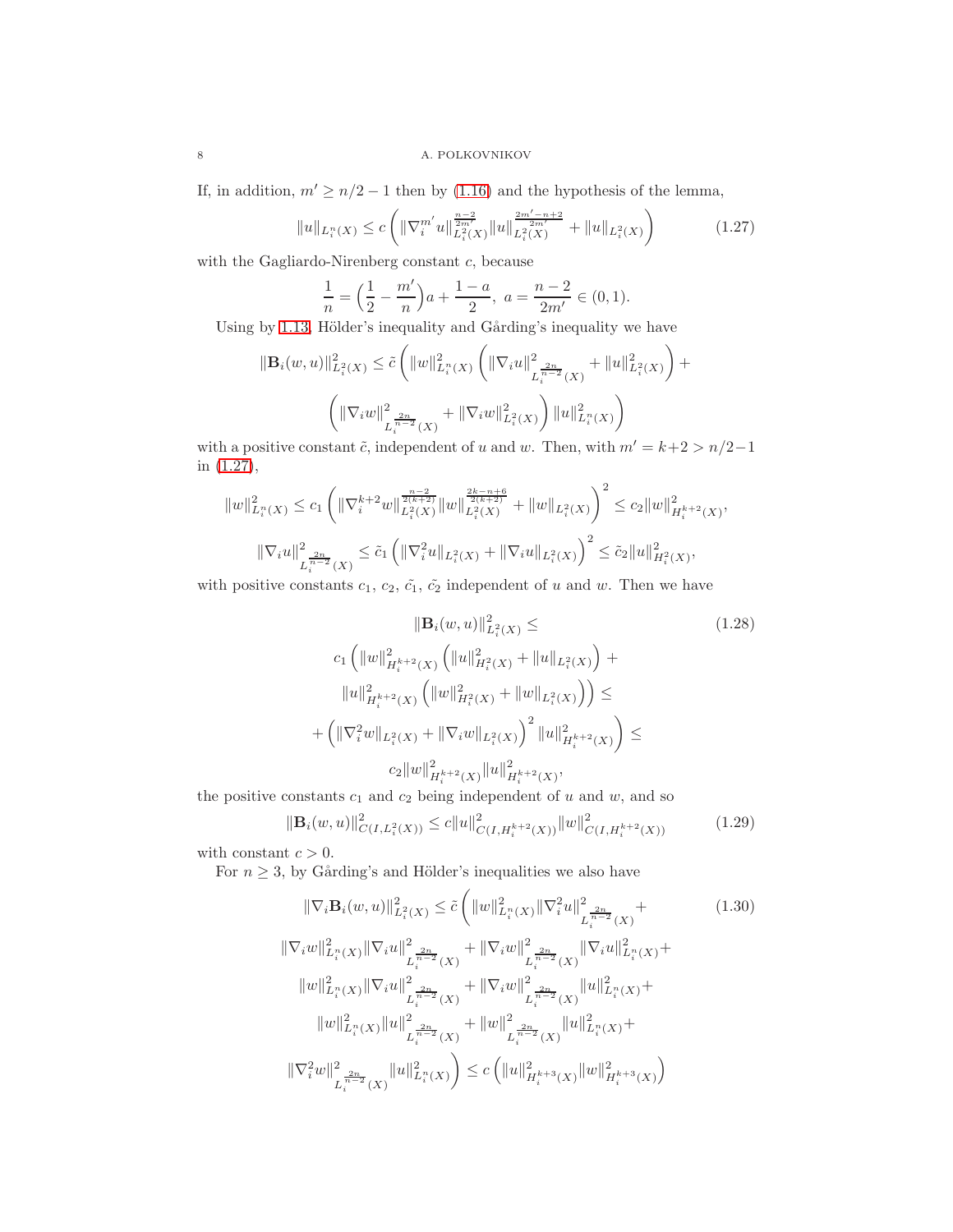If, in addition, $m' \geq n/2 - 1$ then by (1.16) and the hypothesis of the lemma,

$$\|u\|_{L^n_i(X)} \leq c \left( \|\nabla^{m'}_i u\|^{\frac{n-2}{2m'}}_{L^2_i(X)} \|u\|^{\frac{2m'-n+2}{2m'}}_{L^2_i(X)} + \|u\|_{L^2_i(X)} \right) \tag{1.27}$$

with the Gagliardo-Nirenberg constant $c$, because

$$\frac{1}{n} = \Big(\frac{1}{2} - \frac{m'}{n}\Big)a + \frac{1-a}{2}, \ a = \frac{n-2}{2m'} \in (0,1).$$

Using by 1.13, Hölder's inequality and Gårding's inequality we have

$$\|\mathbf{B}_i(w,u)\|^2_{L^2_i(X)} \leq \tilde{c} \left( \|w\|^2_{L^n_i(X)} \left( \|\nabla_i u\|^2_{L_i^{\frac{2n}{n-2}}(X)} + \|u\|^2_{L^2_i(X)} \right) + \left( \|\nabla_i w\|^2_{L_i^{\frac{2n}{n-2}}(X)} + \|\nabla_i w\|^2_{L^2_i(X)} \right) \|u\|^2_{L^n_i(X)} \right)$$

with a positive constant $\tilde{c}$, independent of $u$ and $w$. Then, with $m' = k+2 > n/2-1$ in (1.27),

$$\|w\|^2_{L^n_i(X)} \leq c_1 \left( \|\nabla^{k+2}_i w\|^{\frac{n-2}{2(k+2)}}_{L^2_i(X)} \|w\|^{\frac{2k-n+6}{2(k+2)}}_{L^2_i(X)} + \|w\|_{L^2_i(X)} \right)^2 \leq c_2 \|w\|^2_{H^{k+2}_i(X)},$$

$$\|\nabla_i u\|^2_{L_i^{\frac{2n}{n-2}}(X)} \leq \tilde{c}_1 \left( \|\nabla^2_i u\|_{L^2_i(X)} + \|\nabla_i u\|_{L^2_i(X)} \right)^2 \leq \tilde{c}_2 \|u\|^2_{H^2_i(X)},$$

with positive constants $c_1$, $c_2$, $\tilde{c_1}$, $\tilde{c_2}$ independent of $u$ and $w$. Then we have

$$\begin{gathered}
\|\mathbf{B}_i(w,u)\|^2_{L^2_i(X)} \leq \\
c_1 \left( \|w\|^2_{H^{k+2}_i(X)} \left( \|u\|^2_{H^2_i(X)} + \|u\|_{L^2_i(X)} \right) + \right. \\
\|u\|^2_{H^{k+2}_i(X)} \left( \|w\|^2_{H^2_i(X)} + \|w\|_{L^2_i(X)} \right) \Big) \leq \\
+ \left( \|\nabla^2_i w\|_{L^2_i(X)} + \|\nabla_i w\|_{L^2_i(X)} \right)^2 \|u\|^2_{H^{k+2}_i(X)} \Big) \leq \\
c_2 \|w\|^2_{H^{k+2}_i(X)} \|u\|^2_{H^{k+2}_i(X)},
\end{gathered} \tag{1.28}$$

the positive constants $c_1$ and $c_2$ being independent of $u$ and $w$, and so

$$\|\mathbf{B}_i(w,u)\|^2_{C(I,L^2_i(X))} \leq c \|u\|^2_{C(I,H^{k+2}_i(X))} \|w\|^2_{C(I,H^{k+2}_i(X))} \tag{1.29}$$

with constant $c > 0$.

For $n \geq 3$, by Gårding's and Hölder's inequalities we also have

$$\begin{gathered}
\|\nabla_i \mathbf{B}_i(w,u)\|^2_{L^2_i(X)} \leq \tilde{c} \Bigg( \|w\|^2_{L^n_i(X)} \|\nabla^2_i u\|^2_{L_i^{\frac{2n}{n-2}}(X)} + \\
\|\nabla_i w\|^2_{L^n_i(X)} \|\nabla_i u\|^2_{L_i^{\frac{2n}{n-2}}(X)} + \|\nabla_i w\|^2_{L_i^{\frac{2n}{n-2}}(X)} \|\nabla_i u\|^2_{L^n_i(X)} + \\
\|w\|^2_{L^n_i(X)} \|\nabla_i u\|^2_{L_i^{\frac{2n}{n-2}}(X)} + \|\nabla_i w\|^2_{L_i^{\frac{2n}{n-2}}(X)} \|u\|^2_{L^n_i(X)} + \\
\|w\|^2_{L^n_i(X)} \|u\|^2_{L_i^{\frac{2n}{n-2}}(X)} + \|w\|^2_{L_i^{\frac{2n}{n-2}}(X)} \|u\|^2_{L^n_i(X)} + \\
\|\nabla^2_i w\|^2_{L_i^{\frac{2n}{n-2}}(X)} \|u\|^2_{L^n_i(X)} \Bigg) \leq c \left( \|u\|^2_{H^{k+3}_i(X)} \|w\|^2_{H^{k+3}_i(X)} \right)
\end{gathered} \tag{1.30}$$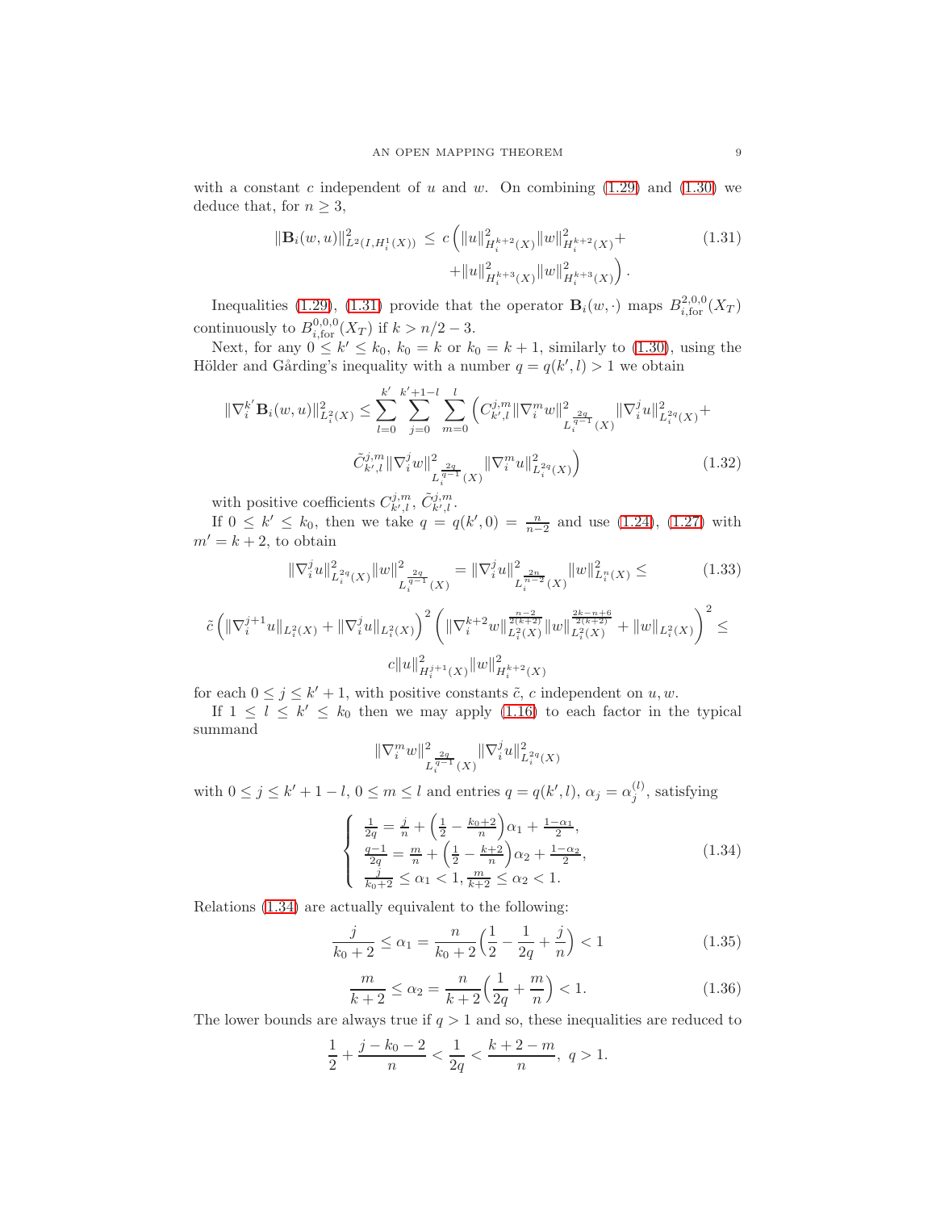with a constant $c$ independent of $u$ and $w$. On combining (1.29) and (1.30) we deduce that, for $n \geq 3$,

$$\|\mathbf{B}_i(w,u)\|^2_{L^2(I,H^1_i(X))} \leq c\Big(\|u\|^2_{H^{k+2}_i(X)}\|w\|^2_{H^{k+2}_i(X)} + \\ +\|u\|^2_{H^{k+3}_i(X)}\|w\|^2_{H^{k+3}_i(X)}\Big). \tag{1.31}$$

Inequalities (1.29), (1.31) provide that the operator $\mathbf{B}_i(w,\cdot)$ maps $B^{2,0,0}_{i,\mathrm{for}}(X_T)$ continuously to $B^{0,0,0}_{i,\mathrm{for}}(X_T)$ if $k > n/2 - 3$.

Next, for any $0 \leq k' \leq k_0$, $k_0 = k$ or $k_0 = k+1$, similarly to (1.30), using the Hölder and Gårding's inequality with a number $q = q(k',l) > 1$ we obtain

$$\|\nabla^{k'}_i \mathbf{B}_i(w,u)\|^2_{L^2_i(X)} \leq \sum_{l=0}^{k'}\sum_{j=0}^{k'+1-l}\sum_{m=0}^{l}\Big(C^{j,m}_{k',l}\|\nabla^m_i w\|^2_{L_i^{\frac{2q}{q-1}}(X)}\|\nabla^j_i u\|^2_{L^{2q}_i(X)} + \\ \tilde C^{j,m}_{k',l}\|\nabla^j_i w\|^2_{L_i^{\frac{2q}{q-1}}(X)}\|\nabla^m_i u\|^2_{L^{2q}_i(X)}\Big) \tag{1.32}$$

with positive coefficients $C^{j,m}_{k',l}$, $\tilde C^{j,m}_{k',l}$.

If $0 \leq k' \leq k_0$, then we take $q = q(k',0) = \frac{n}{n-2}$ and use (1.24), (1.27) with $m' = k+2$, to obtain

$$\|\nabla^j_i u\|^2_{L^{2q}_i(X)}\|w\|^2_{L_i^{\frac{2q}{q-1}}(X)} = \|\nabla^j_i u\|^2_{L_i^{\frac{2n}{n-2}}(X)}\|w\|^2_{L^n_i(X)} \leq \tag{1.33}$$

$$\tilde c\left(\|\nabla^{j+1}_i u\|_{L^2_i(X)} + \|\nabla^j_i u\|_{L^2_i(X)}\right)^2\left(\|\nabla^{k+2}_i w\|^{\frac{n-2}{2(k+2)}}_{L^2_i(X)}\|w\|^{\frac{2k-n+6}{2(k+2)}}_{L^2_i(X)} + \|w\|_{L^2_i(X)}\right)^2 \leq$$

$$c\|u\|^2_{H^{j+1}_i(X)}\|w\|^2_{H^{k+2}_i(X)}$$

for each $0 \leq j \leq k'+1$, with positive constants $\tilde c$, $c$ independent on $u,w$.

If $1 \leq l \leq k' \leq k_0$ then we may apply (1.16) to each factor in the typical summand

$$\|\nabla^m_i w\|^2_{L_i^{\frac{2q}{q-1}}(X)}\|\nabla^j_i u\|^2_{L^{2q}_i(X)}$$

with $0 \leq j \leq k'+1-l$, $0 \leq m \leq l$ and entries $q = q(k',l)$, $\alpha_j = \alpha^{(l)}_j$, satisfying

$$\begin{cases} \frac{1}{2q} = \frac{j}{n} + \left(\frac12 - \frac{k_0+2}{n}\right)\alpha_1 + \frac{1-\alpha_1}{2}, \\ \frac{q-1}{2q} = \frac{m}{n} + \left(\frac12 - \frac{k+2}{n}\right)\alpha_2 + \frac{1-\alpha_2}{2}, \\ \frac{j}{k_0+2} \leq \alpha_1 < 1, \frac{m}{k+2} \leq \alpha_2 < 1. \end{cases} \tag{1.34}$$

Relations (1.34) are actually equivalent to the following:

$$\frac{j}{k_0+2} \leq \alpha_1 = \frac{n}{k_0+2}\Big(\frac12 - \frac{1}{2q} + \frac{j}{n}\Big) < 1 \tag{1.35}$$

$$\frac{m}{k+2} \leq \alpha_2 = \frac{n}{k+2}\Big(\frac{1}{2q} + \frac{m}{n}\Big) < 1. \tag{1.36}$$

The lower bounds are always true if $q > 1$ and so, these inequalities are reduced to

$$\frac12 + \frac{j-k_0-2}{n} < \frac{1}{2q} < \frac{k+2-m}{n},\ q > 1.$$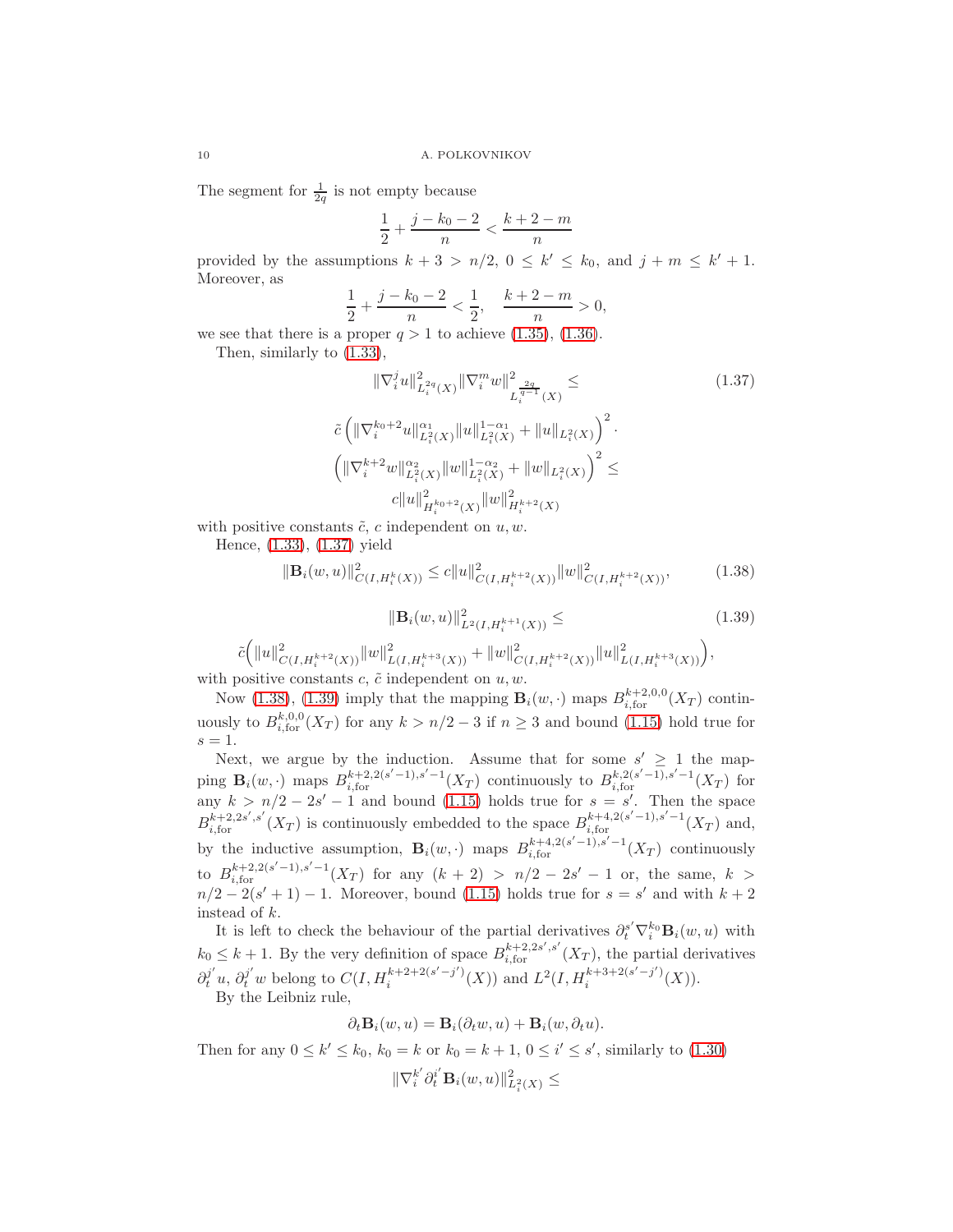The segment for $\frac{1}{2q}$ is not empty because

$$\frac{1}{2} + \frac{j - k_0 - 2}{n} < \frac{k + 2 - m}{n}$$

provided by the assumptions $k + 3 > n/2$, $0 \leq k' \leq k_0$, and $j + m \leq k' + 1$. Moreover, as

$$\frac{1}{2} + \frac{j - k_0 - 2}{n} < \frac{1}{2}, \quad \frac{k + 2 - m}{n} > 0,$$

we see that there is a proper $q > 1$ to achieve (1.35), (1.36).

Then, similarly to (1.33),

$$\|\nabla_i^j u\|^2_{L_i^{2q}(X)} \|\nabla_i^m w\|^2_{L_i^{\frac{2q}{q-1}}(X)} \leq \tag{1.37}$$

$$\tilde{c} \left( \|\nabla_i^{k_0+2} u\|^{\alpha_1}_{L_i^2(X)} \|u\|^{1-\alpha_1}_{L_i^2(X)} + \|u\|_{L_i^2(X)} \right)^2 \cdot$$

$$\left( \|\nabla_i^{k+2} w\|^{\alpha_2}_{L_i^2(X)} \|w\|^{1-\alpha_2}_{L_i^2(X)} + \|w\|_{L_i^2(X)} \right)^2 \leq$$

$$c \|u\|^2_{H_i^{k_0+2}(X)} \|w\|^2_{H_i^{k+2}(X)}$$

with positive constants $\tilde{c}$, $c$ independent on $u, w$.

Hence, (1.33), (1.37) yield

$$\|\mathbf{B}_i(w, u)\|^2_{C(I, H_i^k(X))} \leq c \|u\|^2_{C(I, H_i^{k+2}(X))} \|w\|^2_{C(I, H_i^{k+2}(X))}, \tag{1.38}$$

$$\|\mathbf{B}_i(w, u)\|^2_{L^2(I, H_i^{k+1}(X))} \leq \tag{1.39}$$

$$\tilde{c} \Big( \|u\|^2_{C(I, H_i^{k+2}(X))} \|w\|^2_{L(I, H_i^{k+3}(X))} + \|w\|^2_{C(I, H_i^{k+2}(X))} \|u\|^2_{L(I, H_i^{k+3}(X))} \Big),$$

with positive constants $c$, $\tilde{c}$ independent on $u, w$.

Now (1.38), (1.39) imply that the mapping $\mathbf{B}_i(w, \cdot)$ maps $B^{k+2,0,0}_{i,\text{for}}(X_T)$ continuously to $B^{k,0,0}_{i,\text{for}}(X_T)$ for any $k > n/2 - 3$ if $n \geq 3$ and bound (1.15) hold true for $s = 1$.

Next, we argue by the induction. Assume that for some $s' \geq 1$ the mapping $\mathbf{B}_i(w, \cdot)$ maps $B^{k+2,2(s'-1),s'-1}_{i,\text{for}}(X_T)$ continuously to $B^{k,2(s'-1),s'-1}_{i,\text{for}}(X_T)$ for any $k > n/2 - 2s' - 1$ and bound (1.15) holds true for $s = s'$. Then the space $B^{k+2,2s',s'}_{i,\text{for}}(X_T)$ is continuously embedded to the space $B^{k+4,2(s'-1),s'-1}_{i,\text{for}}(X_T)$ and, by the inductive assumption, $\mathbf{B}_i(w, \cdot)$ maps $B^{k+4,2(s'-1),s'-1}_{i,\text{for}}(X_T)$ continuously to $B^{k+2,2(s'-1),s'-1}_{i,\text{for}}(X_T)$ for any $(k + 2) > n/2 - 2s' - 1$ or, the same, $k > n/2 - 2(s' + 1) - 1$. Moreover, bound (1.15) holds true for $s = s'$ and with $k + 2$ instead of $k$.

It is left to check the behaviour of the partial derivatives $\partial_t^{s'} \nabla_i^{k_0} \mathbf{B}_i(w, u)$ with $k_0 \leq k + 1$. By the very definition of space $B^{k+2,2s',s'}_{i,\text{for}}(X_T)$, the partial derivatives $\partial_t^{j'} u$, $\partial_t^{j'} w$ belong to $C(I, H_i^{k+2+2(s'-j')}(X))$ and $L^2(I, H_i^{k+3+2(s'-j')}(X))$.

By the Leibniz rule,

$$\partial_t \mathbf{B}_i(w, u) = \mathbf{B}_i(\partial_t w, u) + \mathbf{B}_i(w, \partial_t u).$$

Then for any $0 \leq k' \leq k_0$, $k_0 = k$ or $k_0 = k + 1$, $0 \leq i' \leq s'$, similarly to (1.30)

$$\|\nabla_i^{k'} \partial_t^{i'} \mathbf{B}_i(w, u)\|^2_{L_i^2(X)} \leq$$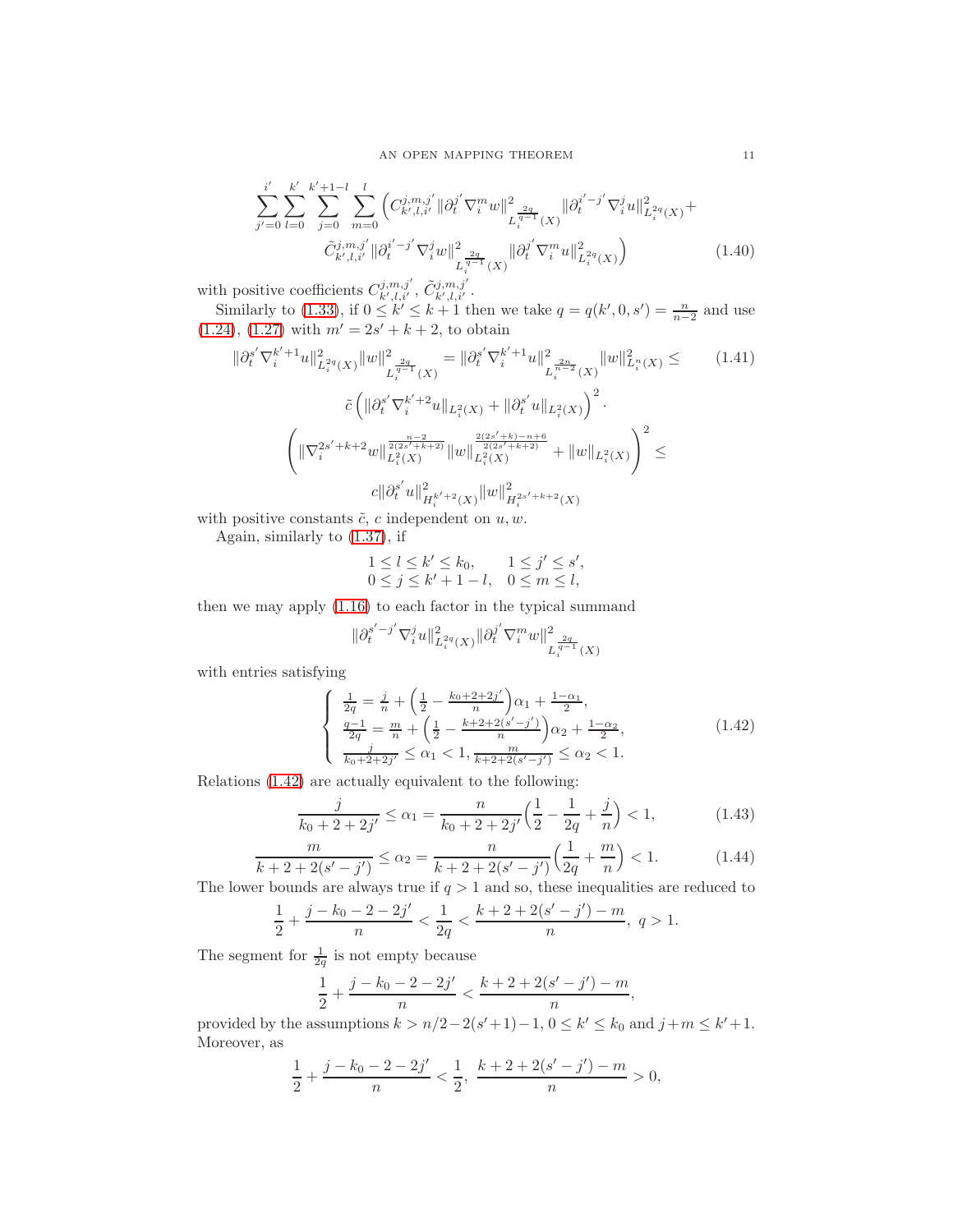$$\sum_{j'=0}^{i'}\sum_{l=0}^{k'}\sum_{j=0}^{k'+1-l}\sum_{m=0}^{l}\Big(C^{j,m,j'}_{k',l,i'}\|\partial_t^{j'}\nabla_i^m w\|^2_{L_i^{\frac{2q}{q-1}}(X)}\|\partial_t^{i'-j'}\nabla_i^j u\|^2_{L_i^{2q}(X)}+$$
$$\tilde C^{j,m,j'}_{k',l,i'}\|\partial_t^{i'-j'}\nabla_i^j w\|^2_{L_i^{\frac{2q}{q-1}}(X)}\|\partial_t^{j'}\nabla_i^m u\|^2_{L_i^{2q}(X)}\Big) \tag{1.40}$$

with positive coefficients $C^{j,m,j'}_{k',l,i'}$, $\tilde C^{j,m,j'}_{k',l,i'}$.

Similarly to (1.33), if $0 \le k' \le k+1$ then we take $q = q(k',0,s') = \frac{n}{n-2}$ and use (1.24), (1.27) with $m' = 2s'+k+2$, to obtain

$$\|\partial_t^{s'}\nabla_i^{k'+1}u\|^2_{L_i^{2q}(X)}\|w\|^2_{L_i^{\frac{2q}{q-1}}(X)} = \|\partial_t^{s'}\nabla_i^{k'+1}u\|^2_{L_i^{\frac{2n}{n-2}}(X)}\|w\|^2_{L_i^{n}(X)} \le \tag{1.41}$$
$$\tilde c\left(\|\partial_t^{s'}\nabla_i^{k'+2}u\|_{L_i^2(X)}+\|\partial_t^{s'}u\|_{L_i^2(X)}\right)^2\cdot$$
$$\left(\|\nabla_i^{2s'+k+2}w\|^{\frac{n-2}{2(2s'+k+2)}}_{L_i^2(X)}\|w\|^{\frac{2(2s'+k)-n+6}{2(2s'+k+2)}}_{L_i^2(X)}+\|w\|_{L_i^2(X)}\right)^2 \le$$
$$c\|\partial_t^{s'}u\|^2_{H_i^{k'+2}(X)}\|w\|^2_{H_i^{2s'+k+2}(X)}$$

with positive constants $\tilde c$, $c$ independent on $u, w$.

Again, similarly to (1.37), if

$$\begin{array}{ll} 1 \le l \le k' \le k_0, & 1 \le j' \le s', \\ 0 \le j \le k'+1-l, & 0 \le m \le l, \end{array}$$

then we may apply (1.16) to each factor in the typical summand

$$\|\partial_t^{s'-j'}\nabla_i^j u\|^2_{L_i^{2q}(X)}\|\partial_t^{j'}\nabla_i^m w\|^2_{L_i^{\frac{2q}{q-1}}(X)}$$

with entries satisfying

$$\left\{\begin{array}{l} \frac{1}{2q} = \frac{j}{n} + \Big(\frac12 - \frac{k_0+2+2j'}{n}\Big)\alpha_1 + \frac{1-\alpha_1}{2}, \\ \frac{q-1}{2q} = \frac{m}{n} + \Big(\frac12 - \frac{k+2+2(s'-j')}{n}\Big)\alpha_2 + \frac{1-\alpha_2}{2}, \\ \frac{j}{k_0+2+2j'} \le \alpha_1 < 1, \frac{m}{k+2+2(s'-j')} \le \alpha_2 < 1. \end{array}\right. \tag{1.42}$$

Relations (1.42) are actually equivalent to the following:

$$\frac{j}{k_0+2+2j'} \le \alpha_1 = \frac{n}{k_0+2+2j'}\Big(\frac12 - \frac{1}{2q} + \frac{j}{n}\Big) < 1, \tag{1.43}$$

$$\frac{m}{k+2+2(s'-j')} \le \alpha_2 = \frac{n}{k+2+2(s'-j')}\Big(\frac{1}{2q} + \frac{m}{n}\Big) < 1. \tag{1.44}$$

The lower bounds are always true if $q > 1$ and so, these inequalities are reduced to

$$\frac12 + \frac{j-k_0-2-2j'}{n} < \frac{1}{2q} < \frac{k+2+2(s'-j')-m}{n},\ q>1.$$

The segment for $\frac{1}{2q}$ is not empty because

$$\frac12 + \frac{j-k_0-2-2j'}{n} < \frac{k+2+2(s'-j')-m}{n},$$

provided by the assumptions $k > n/2 - 2(s'+1) - 1$, $0 \le k' \le k_0$ and $j+m \le k'+1$. Moreover, as

$$\frac12 + \frac{j-k_0-2-2j'}{n} < \frac12,\ \frac{k+2+2(s'-j')-m}{n} > 0,$$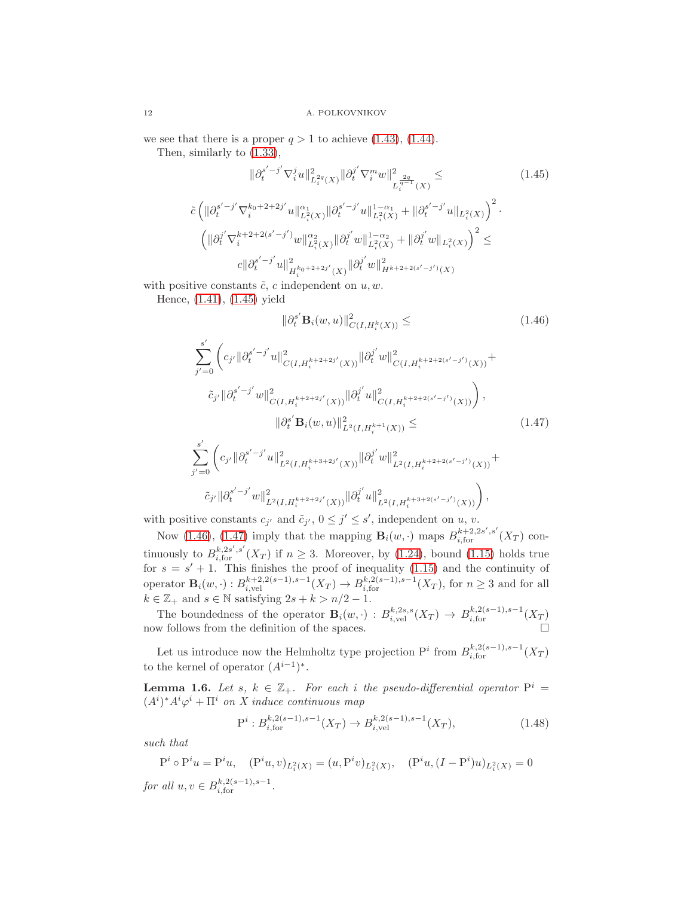we see that there is a proper $q > 1$ to achieve (1.43), (1.44).

Then, similarly to (1.33),

$$
\|\partial_t^{s'-j'}\nabla_i^j u\|^2_{L^{2q}_i(X)} \|\partial_t^{j'}\nabla_i^m w\|^2_{L_i^{\frac{2q}{q-1}}(X)} \leq \tag{1.45}
$$

$$
\tilde{c}\left(\|\partial_t^{s'-j'}\nabla_i^{k_0+2+2j'}u\|^{\alpha_1}_{L^2_i(X)}\|\partial_t^{s'-j'}u\|^{1-\alpha_1}_{L^2_i(X)} + \|\partial_t^{s'-j'}u\|_{L^2_i(X)}\right)^2 \cdot
$$

$$
\left(\|\partial_t^{j'}\nabla_i^{k+2+2(s'-j')}w\|^{\alpha_2}_{L^2_i(X)}\|\partial_t^{j'}w\|^{1-\alpha_2}_{L^2_i(X)} + \|\partial_t^{j'}w\|_{L^2_i(X)}\right)^2 \leq
$$

$$
c\|\partial_t^{s'-j'}u\|^2_{H_i^{k_0+2+2j'}(X)}\|\partial_t^{j'}w\|^2_{H^{k+2+2(s'-j')}(X)}
$$

with positive constants $\tilde{c}$, $c$ independent on $u, w$.

Hence, (1.41), (1.45) yield

$$
\|\partial_t^{s'}\mathbf{B}_i(w,u)\|^2_{C(I,H^k_i(X))} \leq \tag{1.46}
$$

$$
\sum_{j'=0}^{s'}\Bigg(c_{j'}\|\partial_t^{s'-j'}u\|^2_{C(I,H_i^{k+2+2j'}(X))}\|\partial_t^{j'}w\|^2_{C(I,H_i^{k+2+2(s'-j')}(X))} +
$$

$$
\tilde{c}_{j'}\|\partial_t^{s'-j'}w\|^2_{C(I,H_i^{k+2+2j'}(X))}\|\partial_t^{j'}u\|^2_{C(I,H_i^{k+2+2(s'-j')}(X))}\Bigg),
$$

$$
\|\partial_t^{s'}\mathbf{B}_i(w,u)\|^2_{L^2(I,H^{k+1}_i(X))} \leq \tag{1.47}
$$

$$
\sum_{j'=0}^{s'}\Bigg(c_{j'}\|\partial_t^{s'-j'}u\|^2_{L^2(I,H_i^{k+3+2j'}(X))}\|\partial_t^{j'}w\|^2_{L^2(I,H_i^{k+2+2(s'-j')}(X))} +
$$

$$
\tilde{c}_{j'}\|\partial_t^{s'-j'}w\|^2_{L^2(I,H_i^{k+2+2j'}(X))}\|\partial_t^{j'}u\|^2_{L^2(I,H_i^{k+3+2(s'-j')}(X))}\Bigg),
$$

with positive constants $c_{j'}$ and $\tilde{c}_{j'}$, $0 \leq j' \leq s'$, independent on $u$, $v$.

Now (1.46), (1.47) imply that the mapping $\mathbf{B}_i(w,\cdot)$ maps $B^{k+2,2s',s'}_{i,\mathrm{for}}(X_T)$ continuously to $B^{k,2s',s'}_{i,\mathrm{for}}(X_T)$ if $n \geq 3$. Moreover, by (1.24), bound (1.15) holds true for $s = s'+1$. This finishes the proof of inequality (1.15) and the continuity of operator $\mathbf{B}_i(w,\cdot) : B^{k+2,2(s-1),s-1}_{i,\mathrm{vel}}(X_T) \to B^{k,2(s-1),s-1}_{i,\mathrm{for}}(X_T)$, for $n \geq 3$ and for all $k \in \mathbb{Z}_+$ and $s \in \mathbb{N}$ satisfying $2s + k > n/2 - 1$.

The boundedness of the operator $\mathbf{B}_i(w,\cdot) : B^{k,2s,s}_{i,\mathrm{vel}}(X_T) \to B^{k,2(s-1),s-1}_{i,\mathrm{for}}(X_T)$ now follows from the definition of the spaces. $\square$

Let us introduce now the Helmholtz type projection $\mathrm{P}^i$ from $B^{k,2(s-1),s-1}_{i,\mathrm{for}}(X_T)$ to the kernel of operator $(A^{i-1})^*$.

**Lemma 1.6.** *Let $s$, $k \in \mathbb{Z}_+$. For each $i$ the pseudo-differential operator $\mathrm{P}^i = (A^i)^*A^i\varphi^i + \Pi^i$ on $X$ induce continuous map*

$$
\mathrm{P}^i : B^{k,2(s-1),s-1}_{i,\mathrm{for}}(X_T) \to B^{k,2(s-1),s-1}_{i,\mathrm{vel}}(X_T), \tag{1.48}
$$

*such that*

$$
\mathrm{P}^i \circ \mathrm{P}^i u = \mathrm{P}^i u, \quad (\mathrm{P}^i u, v)_{L^2_i(X)} = (u, \mathrm{P}^i v)_{L^2_i(X)}, \quad (\mathrm{P}^i u, (I - \mathrm{P}^i)u)_{L^2_i(X)} = 0
$$

*for all $u, v \in B^{k,2(s-1),s-1}_{i,\mathrm{for}}$.*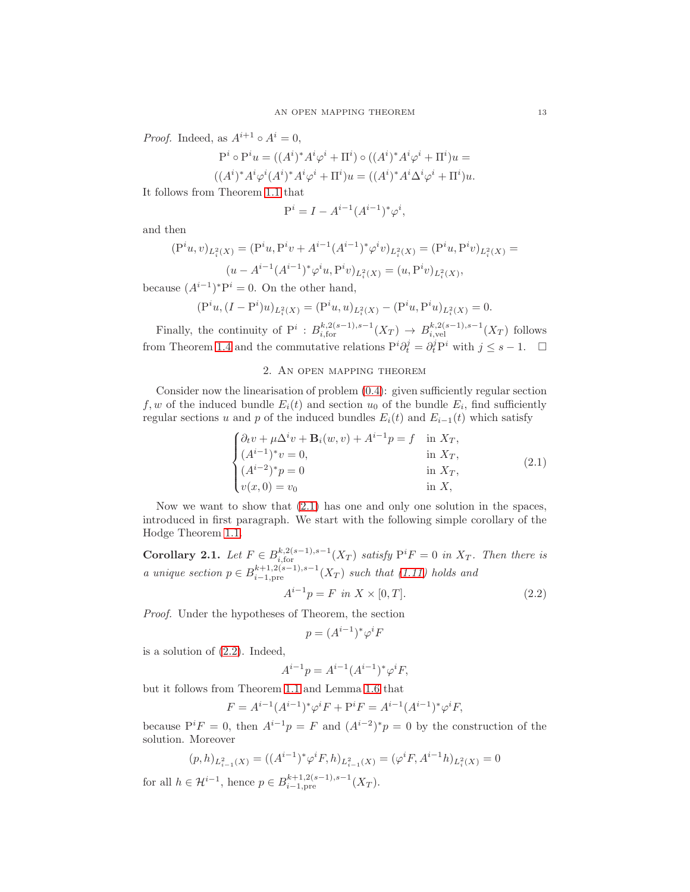*Proof.* Indeed, as $A^{i+1} \circ A^i = 0$,

$$\mathrm{P}^i \circ \mathrm{P}^i u = ((A^i)^* A^i \varphi^i + \Pi^i) \circ ((A^i)^* A^i \varphi^i + \Pi^i) u =$$

$$((A^i)^* A^i \varphi^i (A^i)^* A^i \varphi^i + \Pi^i) u = ((A^i)^* A^i \Delta^i \varphi^i + \Pi^i) u.$$

It follows from Theorem 1.1 that

$$\mathrm{P}^i = I - A^{i-1}(A^{i-1})^* \varphi^i,$$

and then

$$(\mathrm{P}^i u, v)_{L^2_i(X)} = (\mathrm{P}^i u, \mathrm{P}^i v + A^{i-1}(A^{i-1})^* \varphi^i v)_{L^2_i(X)} = (\mathrm{P}^i u, \mathrm{P}^i v)_{L^2_i(X)} =$$

$$(u - A^{i-1}(A^{i-1})^* \varphi^i u, \mathrm{P}^i v)_{L^2_i(X)} = (u, \mathrm{P}^i v)_{L^2_i(X)},$$

because $(A^{i-1})^* \mathrm{P}^i = 0$. On the other hand,

$$(\mathrm{P}^i u, (I - \mathrm{P}^i) u)_{L^2_i(X)} = (\mathrm{P}^i u, u)_{L^2_i(X)} - (\mathrm{P}^i u, \mathrm{P}^i u)_{L^2_i(X)} = 0.$$

Finally, the continuity of $\mathrm{P}^i : B^{k,2(s-1),s-1}_{i,\mathrm{for}}(X_T) \to B^{k,2(s-1),s-1}_{i,\mathrm{vel}}(X_T)$ follows from Theorem 1.4 and the commutative relations $\mathrm{P}^i \partial_t^j = \partial_t^j \mathrm{P}^i$ with $j \leq s-1$. □

## 2. An open mapping theorem

Consider now the linearisation of problem (0.4): given sufficiently regular section $f, w$ of the induced bundle $E_i(t)$ and section $u_0$ of the bundle $E_i$, find sufficiently regular sections $u$ and $p$ of the induced bundles $E_i(t)$ and $E_{i-1}(t)$ which satisfy

$$\begin{cases} \partial_t v + \mu \Delta^i v + \mathbf{B}_i(w, v) + A^{i-1} p = f & \text{in } X_T, \\ (A^{i-1})^* v = 0, & \text{in } X_T, \\ (A^{i-2})^* p = 0 & \text{in } X_T, \\ v(x, 0) = v_0 & \text{in } X, \end{cases} \tag{2.1}$$

Now we want to show that (2.1) has one and only one solution in the spaces, introduced in first paragraph. We start with the following simple corollary of the Hodge Theorem 1.1.

**Corollary 2.1.** *Let $F \in B^{k,2(s-1),s-1}_{i,\mathrm{for}}(X_T)$ satisfy $\mathrm{P}^i F = 0$ in $X_T$. Then there is a unique section $p \in B^{k+1,2(s-1),s-1}_{i-1,\mathrm{pre}}(X_T)$ such that (1.11) holds and*

$$A^{i-1} p = F \text{ in } X \times [0, T]. \tag{2.2}$$

*Proof.* Under the hypotheses of Theorem, the section

$$p = (A^{i-1})^* \varphi^i F$$

is a solution of (2.2). Indeed,

$$A^{i-1} p = A^{i-1}(A^{i-1})^* \varphi^i F,$$

but it follows from Theorem 1.1 and Lemma 1.6 that

$$F = A^{i-1}(A^{i-1})^* \varphi^i F + \mathrm{P}^i F = A^{i-1}(A^{i-1})^* \varphi^i F,$$

because $\mathrm{P}^i F = 0$, then $A^{i-1} p = F$ and $(A^{i-2})^* p = 0$ by the construction of the solution. Moreover

$$(p, h)_{L^2_{i-1}(X)} = ((A^{i-1})^* \varphi^i F, h)_{L^2_{i-1}(X)} = (\varphi^i F, A^{i-1} h)_{L^2_i(X)} = 0$$

for all $h \in \mathcal{H}^{i-1}$, hence $p \in B^{k+1,2(s-1),s-1}_{i-1,\mathrm{pre}}(X_T)$.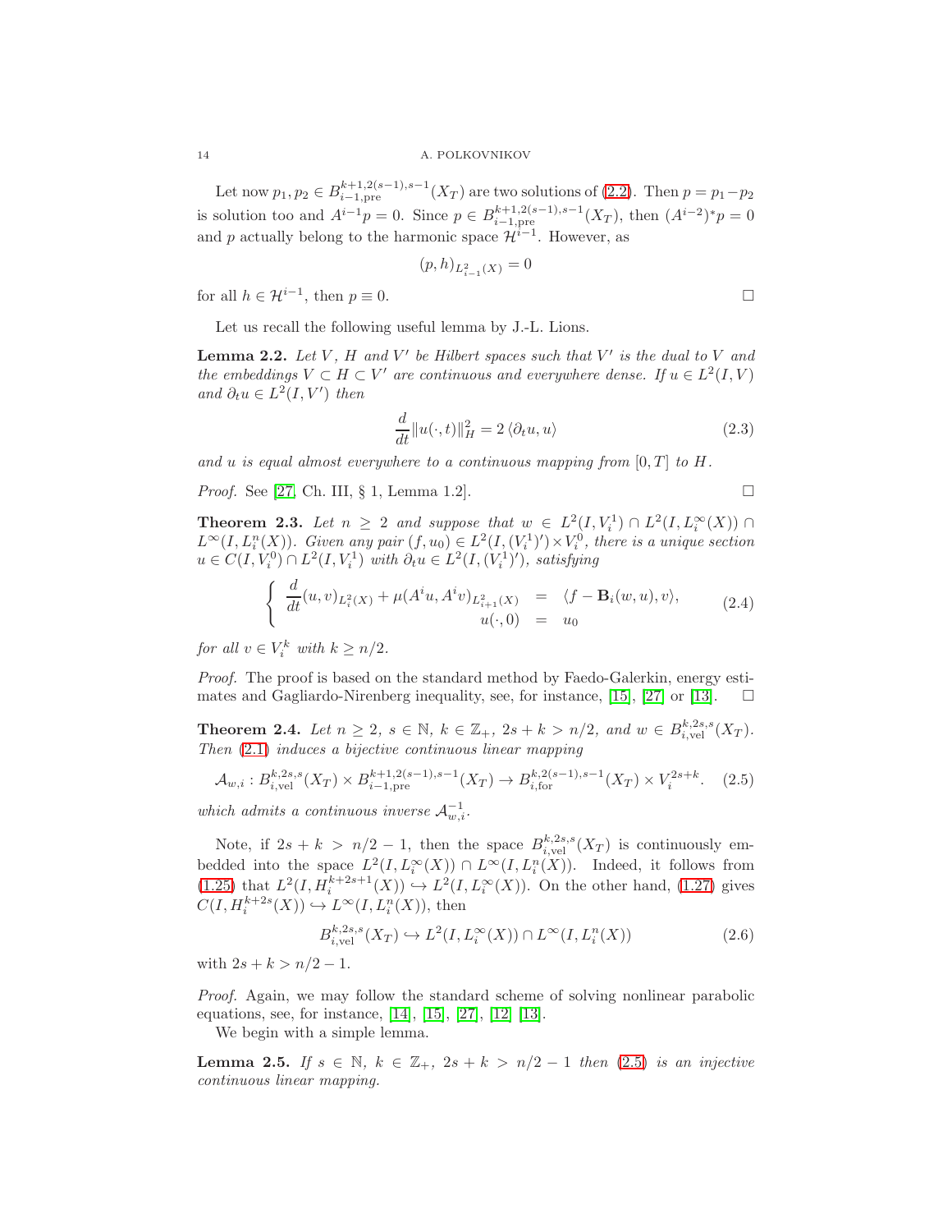Let now $p_1, p_2 \in B^{k+1,2(s-1),s-1}_{i-1,\text{pre}}(X_T)$ are two solutions of (2.2). Then $p = p_1 - p_2$ is solution too and $A^{i-1}p = 0$. Since $p \in B^{k+1,2(s-1),s-1}_{i-1,\text{pre}}(X_T)$, then $(A^{i-2})^* p = 0$ and $p$ actually belong to the harmonic space $\mathcal{H}^{i-1}$. However, as

$$(p, h)_{L^2_{i-1}(X)} = 0$$

for all $h \in \mathcal{H}^{i-1}$, then $p \equiv 0$. □

Let us recall the following useful lemma by J.-L. Lions.

**Lemma 2.2.** *Let $V$, $H$ and $V'$ be Hilbert spaces such that $V'$ is the dual to $V$ and the embeddings $V \subset H \subset V'$ are continuous and everywhere dense. If $u \in L^2(I, V)$ and $\partial_t u \in L^2(I, V')$ then*

$$\frac{d}{dt}\|u(\cdot, t)\|^2_H = 2\,\langle \partial_t u, u \rangle \tag{2.3}$$

*and $u$ is equal almost everywhere to a continuous mapping from $[0, T]$ to $H$.*

*Proof.* See [27, Ch. III, § 1, Lemma 1.2]. □

**Theorem 2.3.** *Let $n \geq 2$ and suppose that $w \in L^2(I, V^1_i) \cap L^2(I, L^\infty_i(X)) \cap L^\infty(I, L^n_i(X))$. Given any pair $(f, u_0) \in L^2(I, (V^1_i)') \times V^0_i$, there is a unique section $u \in C(I, V^0_i) \cap L^2(I, V^1_i)$ with $\partial_t u \in L^2(I, (V^1_i)')$, satisfying*

$$\left\{ \begin{array}{rcl} \dfrac{d}{dt}(u, v)_{L^2_i(X)} + \mu(A^i u, A^i v)_{L^2_{i+1}(X)} & = & \langle f - \mathbf{B}_i(w, u), v \rangle, \\ u(\cdot, 0) & = & u_0 \end{array} \right. \tag{2.4}$$

*for all $v \in V^k_i$ with $k \geq n/2$.*

*Proof.* The proof is based on the standard method by Faedo-Galerkin, energy estimates and Gagliardo-Nirenberg inequality, see, for instance, [15], [27] or [13]. □

**Theorem 2.4.** *Let $n \geq 2$, $s \in \mathbb{N}$, $k \in \mathbb{Z}_+$, $2s + k > n/2$, and $w \in B^{k,2s,s}_{i,\text{vel}}(X_T)$. Then (2.1) induces a bijective continuous linear mapping*

$$\mathcal{A}_{w,i} : B^{k,2s,s}_{i,\text{vel}}(X_T) \times B^{k+1,2(s-1),s-1}_{i-1,\text{pre}}(X_T) \to B^{k,2(s-1),s-1}_{i,\text{for}}(X_T) \times V^{2s+k}_i. \tag{2.5}$$

*which admits a continuous inverse $\mathcal{A}^{-1}_{w,i}$.*

Note, if $2s + k > n/2 - 1$, then the space $B^{k,2s,s}_{i,\text{vel}}(X_T)$ is continuously embedded into the space $L^2(I, L^\infty_i(X)) \cap L^\infty(I, L^n_i(X))$. Indeed, it follows from (1.25) that $L^2(I, H^{k+2s+1}_i(X)) \hookrightarrow L^2(I, L^\infty_i(X))$. On the other hand, (1.27) gives $C(I, H^{k+2s}_i(X)) \hookrightarrow L^\infty(I, L^n_i(X))$, then

$$B^{k,2s,s}_{i,\text{vel}}(X_T) \hookrightarrow L^2(I, L^\infty_i(X)) \cap L^\infty(I, L^n_i(X)) \tag{2.6}$$

with $2s + k > n/2 - 1$.

*Proof.* Again, we may follow the standard scheme of solving nonlinear parabolic equations, see, for instance, [14], [15], [27], [12] [13].

We begin with a simple lemma.

**Lemma 2.5.** *If $s \in \mathbb{N}$, $k \in \mathbb{Z}_+$, $2s + k > n/2 - 1$ then (2.5) is an injective continuous linear mapping.*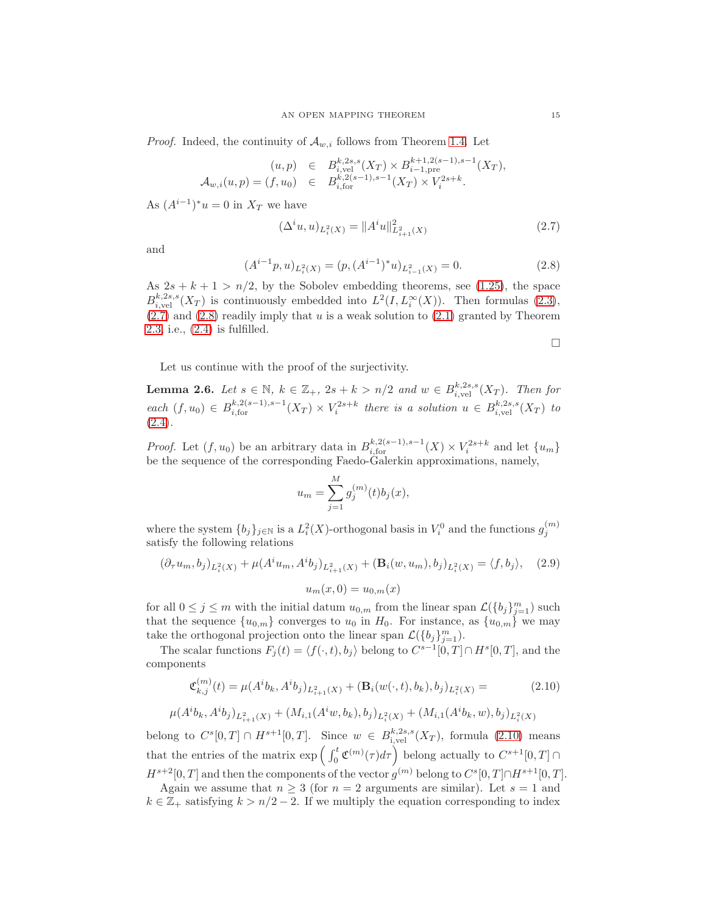*Proof.* Indeed, the continuity of $\mathcal{A}_{w,i}$ follows from Theorem 1.4. Let

$$\begin{array}{rcl} (u,p) & \in & B^{k,2s,s}_{i,\mathrm{vel}}(X_T) \times B^{k+1,2(s-1),s-1}_{i-1,\mathrm{pre}}(X_T), \\ \mathcal{A}_{w,i}(u,p) = (f,u_0) & \in & B^{k,2(s-1),s-1}_{i,\mathrm{for}}(X_T) \times V^{2s+k}_i. \end{array}$$

As $(A^{i-1})^* u = 0$ in $X_T$ we have

$$(\Delta^i u, u)_{L^2_i(X)} = \|A^i u\|^2_{L^2_{i+1}(X)} \tag{2.7}$$

and

$$(A^{i-1} p, u)_{L^2_i(X)} = (p, (A^{i-1})^* u)_{L^2_{i-1}(X)} = 0. \tag{2.8}$$

As $2s + k + 1 > n/2$, by the Sobolev embedding theorems, see (1.25), the space $B^{k,2s,s}_{i,\mathrm{vel}}(X_T)$ is continuously embedded into $L^2(I, L^\infty_i(X))$. Then formulas (2.3), (2.7) and (2.8) readily imply that $u$ is a weak solution to (2.1) granted by Theorem 2.3, i.e., (2.4) is fulfilled.

□

Let us continue with the proof of the surjectivity.

**Lemma 2.6.** *Let $s \in \mathbb{N}$, $k \in \mathbb{Z}_+$, $2s + k > n/2$ and $w \in B^{k,2s,s}_{i,\mathrm{vel}}(X_T)$. Then for each $(f, u_0) \in B^{k,2(s-1),s-1}_{i,\mathrm{for}}(X_T) \times V^{2s+k}_i$ there is a solution $u \in B^{k,2s,s}_{i,\mathrm{vel}}(X_T)$ to (2.4).*

*Proof.* Let $(f, u_0)$ be an arbitrary data in $B^{k,2(s-1),s-1}_{i,\mathrm{for}}(X) \times V^{2s+k}_i$ and let $\{u_m\}$ be the sequence of the corresponding Faedo-Galerkin approximations, namely,

$$u_m = \sum_{j=1}^{M} g^{(m)}_j(t) b_j(x),$$

where the system $\{b_j\}_{j\in\mathbb{N}}$ is a $L^2_i(X)$-orthogonal basis in $V^0_i$ and the functions $g^{(m)}_j$ satisfy the following relations

$$(\partial_\tau u_m, b_j)_{L^2_i(X)} + \mu (A^i u_m, A^i b_j)_{L^2_{i+1}(X)} + (\mathbf{B}_i(w, u_m), b_j)_{L^2_i(X)} = \langle f, b_j\rangle, \tag{2.9}$$

$$u_m(x, 0) = u_{0,m}(x)$$

for all $0 \le j \le m$ with the initial datum $u_{0,m}$ from the linear span $\mathcal{L}(\{b_j\}^m_{j=1})$ such that the sequence $\{u_{0,m}\}$ converges to $u_0$ in $H_0$. For instance, as $\{u_{0,m}\}$ we may take the orthogonal projection onto the linear span $\mathcal{L}(\{b_j\}^m_{j=1})$.

The scalar functions $F_j(t) = \langle f(\cdot, t), b_j\rangle$ belong to $C^{s-1}[0,T] \cap H^s[0,T]$, and the components

$$\mathfrak{C}^{(m)}_{k,j}(t) = \mu (A^i b_k, A^i b_j)_{L^2_{i+1}(X)} + (\mathbf{B}_i(w(\cdot,t), b_k), b_j)_{L^2_i(X)} = \tag{2.10}$$

$$\mu (A^i b_k, A^i b_j)_{L^2_{i+1}(X)} + (M_{i,1}(A^i w, b_k), b_j)_{L^2_i(X)} + (M_{i,1}(A^i b_k, w), b_j)_{L^2_i(X)}$$

belong to $C^s[0,T] \cap H^{s+1}[0,T]$. Since $w \in B^{k,2s,s}_{\mathrm{i,vel}}(X_T)$, formula (2.10) means that the entries of the matrix $\exp\Big(\int_0^t \mathfrak{C}^{(m)}(\tau) d\tau\Big)$ belong actually to $C^{s+1}[0,T] \cap H^{s+2}[0,T]$ and then the components of the vector $g^{(m)}$ belong to $C^s[0,T] \cap H^{s+1}[0,T]$.

Again we assume that $n \ge 3$ (for $n = 2$ arguments are similar). Let $s = 1$ and $k \in \mathbb{Z}_+$ satisfying $k > n/2 - 2$. If we multiply the equation corresponding to index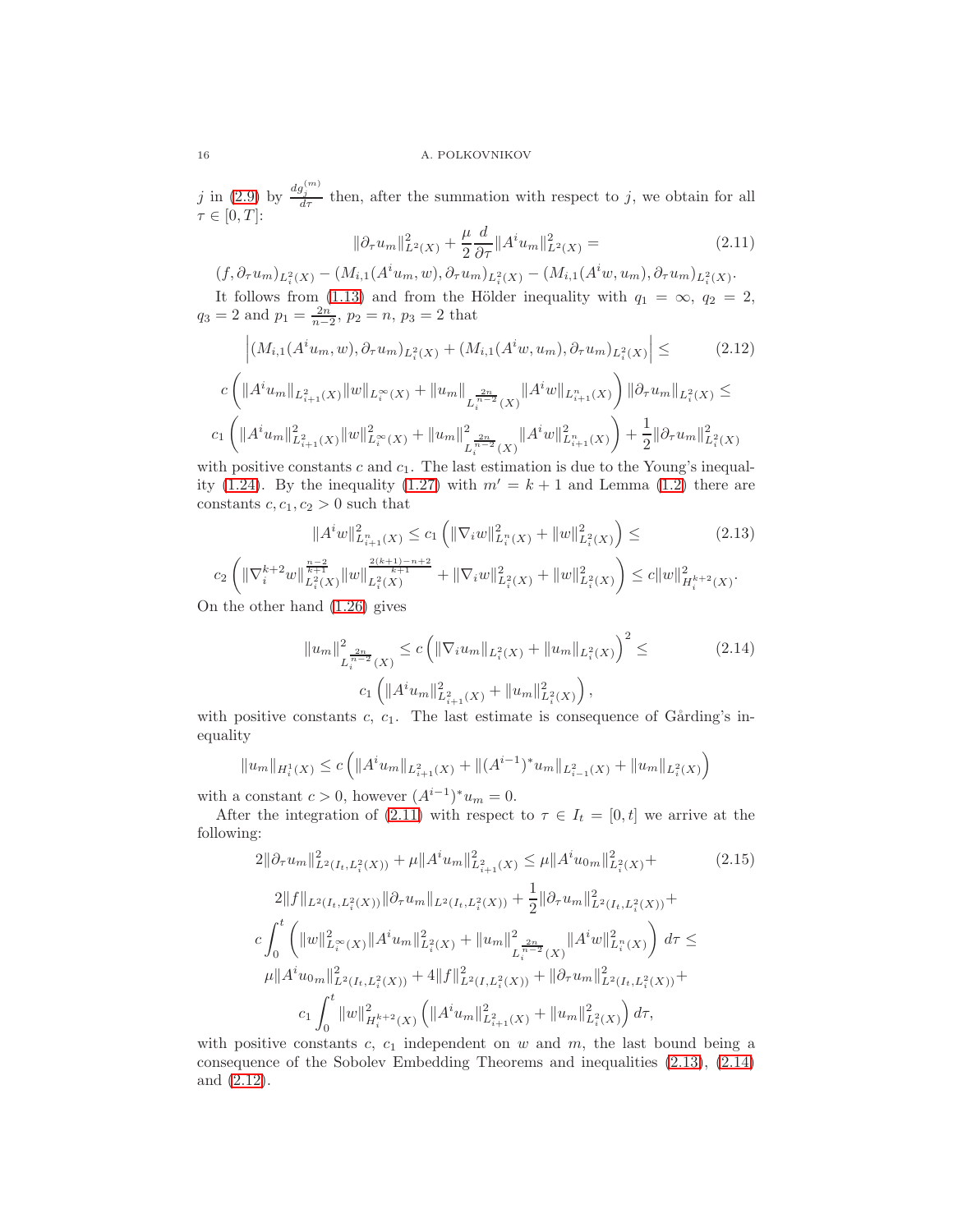$j$ in (2.9) by $\frac{dg_j^{(m)}}{d\tau}$ then, after the summation with respect to $j$, we obtain for all $\tau \in [0,T]$:

$$\|\partial_\tau u_m\|^2_{L^2(X)} + \frac{\mu}{2}\frac{d}{\partial \tau}\|A^i u_m\|^2_{L^2(X)} = \tag{2.11}$$
$$(f, \partial_\tau u_m)_{L^2_i(X)} - (M_{i,1}(A^i u_m, w), \partial_\tau u_m)_{L^2_i(X)} - (M_{i,1}(A^i w, u_m), \partial_\tau u_m)_{L^2_i(X)}.$$

It follows from (1.13) and from the Hölder inequality with $q_1 = \infty$, $q_2 = 2$, $q_3 = 2$ and $p_1 = \frac{2n}{n-2}$, $p_2 = n$, $p_3 = 2$ that

$$\Big|(M_{i,1}(A^i u_m, w), \partial_\tau u_m)_{L^2_i(X)} + (M_{i,1}(A^i w, u_m), \partial_\tau u_m)_{L^2_i(X)}\Big| \leq \tag{2.12}$$
$$c\left(\|A^i u_m\|_{L^2_{i+1}(X)}\|w\|_{L^\infty_i(X)} + \|u_m\|_{L_i^{\frac{2n}{n-2}}(X)}\|A^i w\|_{L^n_{i+1}(X)}\right)\|\partial_\tau u_m\|_{L^2_i(X)} \leq$$
$$c_1\left(\|A^i u_m\|^2_{L^2_{i+1}(X)}\|w\|^2_{L^\infty_i(X)} + \|u_m\|^2_{L_i^{\frac{2n}{n-2}}(X)}\|A^i w\|^2_{L^n_{i+1}(X)}\right) + \frac{1}{2}\|\partial_\tau u_m\|^2_{L^2_i(X)}$$

with positive constants $c$ and $c_1$. The last estimation is due to the Young's inequality (1.24). By the inequality (1.27) with $m' = k+1$ and Lemma (1.2) there are constants $c, c_1, c_2 > 0$ such that

$$\|A^i w\|^2_{L^n_{i+1}(X)} \leq c_1\left(\|\nabla_i w\|^2_{L^n_i(X)} + \|w\|^2_{L^2_i(X)}\right) \leq \tag{2.13}$$
$$c_2\left(\|\nabla_i^{k+2} w\|^{\frac{n-2}{k+1}}_{L^2_i(X)}\|w\|^{\frac{2(k+1)-n+2}{k+1}}_{L^2_i(X)} + \|\nabla_i w\|^2_{L^2_i(X)} + \|w\|^2_{L^2_i(X)}\right) \leq c\|w\|^2_{H^{k+2}_i(X)}.$$

On the other hand (1.26) gives

$$\|u_m\|^2_{L_i^{\frac{2n}{n-2}}(X)} \leq c\left(\|\nabla_i u_m\|_{L^2_i(X)} + \|u_m\|_{L^2_i(X)}\right)^2 \leq \tag{2.14}$$
$$c_1\left(\|A^i u_m\|^2_{L^2_{i+1}(X)} + \|u_m\|^2_{L^2_i(X)}\right),$$

with positive constants $c$, $c_1$. The last estimate is consequence of Gårding's inequality

$$\|u_m\|_{H^1_i(X)} \leq c\left(\|A^i u_m\|_{L^2_{i+1}(X)} + \|(A^{i-1})^* u_m\|_{L^2_{i-1}(X)} + \|u_m\|_{L^2_i(X)}\right)$$

with a constant $c > 0$, however $(A^{i-1})^* u_m = 0$.

After the integration of (2.11) with respect to $\tau \in I_t = [0,t]$ we arrive at the following:

$$2\|\partial_\tau u_m\|^2_{L^2(I_t,L^2_i(X))} + \mu\|A^i u_m\|^2_{L^2_{i+1}(X)} \leq \mu\|A^i u_{0m}\|^2_{L^2_i(X)} + \tag{2.15}$$
$$2\|f\|_{L^2(I_t,L^2_i(X))}\|\partial_\tau u_m\|_{L^2(I_t,L^2_i(X))} + \frac{1}{2}\|\partial_\tau u_m\|^2_{L^2(I_t,L^2_i(X))} +$$
$$c\int_0^t \left(\|w\|^2_{L^\infty_i(X)}\|A^i u_m\|^2_{L^2_i(X)} + \|u_m\|^2_{L_i^{\frac{2n}{n-2}}(X)}\|A^i w\|^2_{L^n_i(X)}\right) d\tau \leq$$
$$\mu\|A^i u_{0m}\|^2_{L^2(I_t,L^2_i(X))} + 4\|f\|^2_{L^2(I,L^2_i(X))} + \|\partial_\tau u_m\|^2_{L^2(I_t,L^2_i(X))} +$$
$$c_1\int_0^t \|w\|^2_{H^{k+2}_i(X)}\left(\|A^i u_m\|^2_{L^2_{i+1}(X)} + \|u_m\|^2_{L^2_i(X)}\right) d\tau,$$

with positive constants $c$, $c_1$ independent on $w$ and $m$, the last bound being a consequence of the Sobolev Embedding Theorems and inequalities (2.13), (2.14) and (2.12).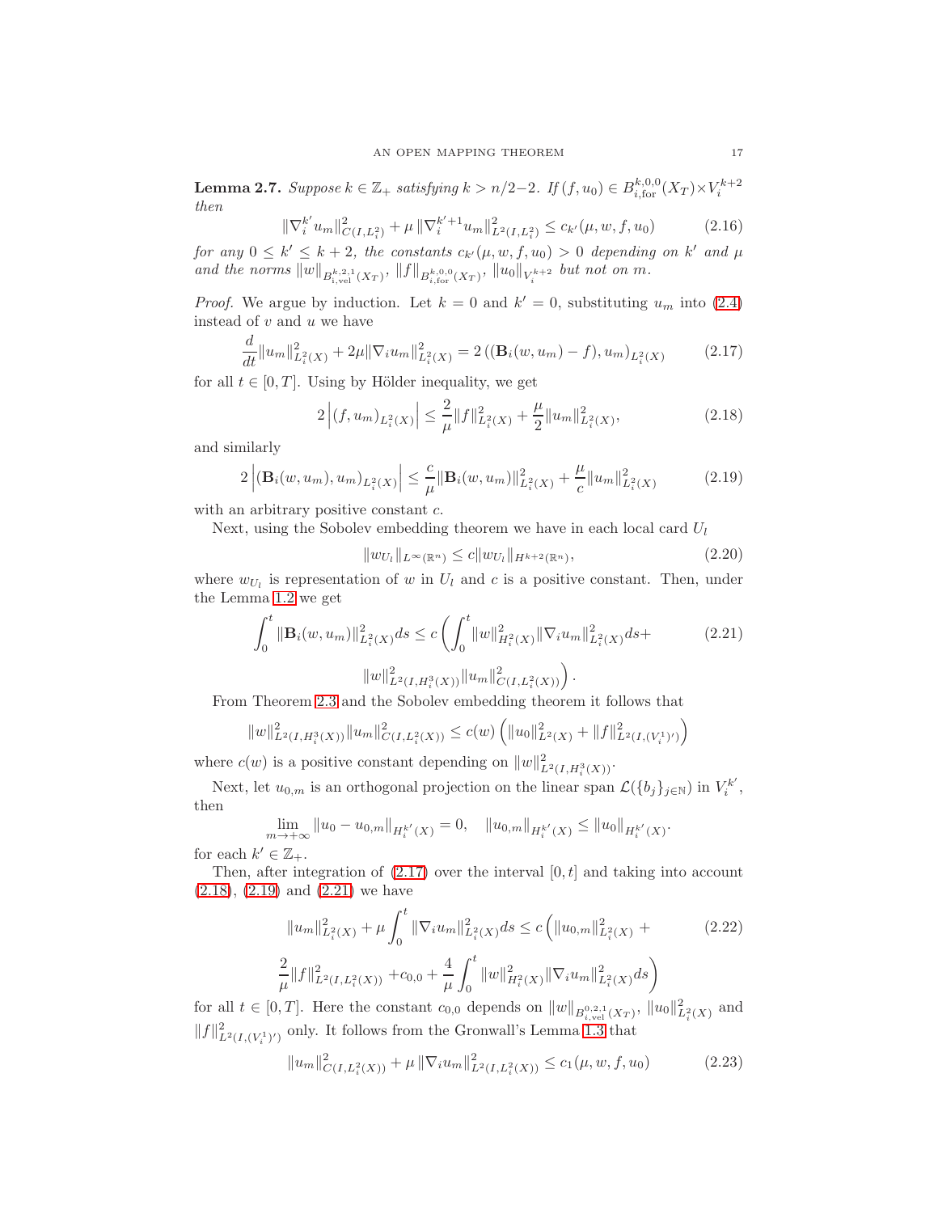**Lemma 2.7.** *Suppose $k \in \mathbb{Z}_+$ satisfying $k > n/2-2$. If $(f, u_0) \in B^{k,0,0}_{i,\mathrm{for}}(X_T) \times V^{k+2}_i$ then*

$$\|\nabla_i^{k'} u_m\|^2_{C(I,L^2_i)} + \mu \, \|\nabla_i^{k'+1} u_m\|^2_{L^2(I,L^2_i)} \le c_{k'}(\mu, w, f, u_0) \tag{2.16}$$

*for any $0 \le k' \le k+2$, the constants $c_{k'}(\mu, w, f, u_0) > 0$ depending on $k'$ and $\mu$ and the norms $\|w\|_{B^{k,2,1}_{i,\mathrm{vel}}(X_T)}$, $\|f\|_{B^{k,0,0}_{i,\mathrm{for}}(X_T)}$, $\|u_0\|_{V^{k+2}_i}$ but not on $m$.*

*Proof.* We argue by induction. Let $k = 0$ and $k' = 0$, substituting $u_m$ into (2.4) instead of $v$ and $u$ we have

$$\frac{d}{dt}\|u_m\|^2_{L^2_i(X)} + 2\mu \|\nabla_i u_m\|^2_{L^2_i(X)} = 2\left( (\mathbf{B}_i(w, u_m) - f), u_m \right)_{L^2_i(X)} \tag{2.17}$$

for all $t \in [0, T]$. Using by Hölder inequality, we get

$$2\left|(f, u_m)_{L^2_i(X)}\right| \le \frac{2}{\mu}\|f\|^2_{L^2_i(X)} + \frac{\mu}{2}\|u_m\|^2_{L^2_i(X)}, \tag{2.18}$$

and similarly

$$2\left|(\mathbf{B}_i(w, u_m), u_m)_{L^2_i(X)}\right| \le \frac{c}{\mu}\|\mathbf{B}_i(w, u_m)\|^2_{L^2_i(X)} + \frac{\mu}{c}\|u_m\|^2_{L^2_i(X)} \tag{2.19}$$

with an arbitrary positive constant $c$.

Next, using the Sobolev embedding theorem we have in each local card $U_l$

$$\|w_{U_l}\|_{L^\infty(\mathbb{R}^n)} \le c \|w_{U_l}\|_{H^{k+2}(\mathbb{R}^n)}, \tag{2.20}$$

where $w_{U_l}$ is representation of $w$ in $U_l$ and $c$ is a positive constant. Then, under the Lemma 1.2 we get

$$\int_0^t \|\mathbf{B}_i(w, u_m)\|^2_{L^2_i(X)} ds \le c \left( \int_0^t \|w\|^2_{H^2_i(X)} \|\nabla_i u_m\|^2_{L^2_i(X)} ds + \|w\|^2_{L^2(I,H^3_i(X))} \|u_m\|^2_{C(I,L^2_i(X))} \right). \tag{2.21}$$

From Theorem 2.3 and the Sobolev embedding theorem it follows that

$$\|w\|^2_{L^2(I,H^3_i(X))} \|u_m\|^2_{C(I,L^2_i(X))} \le c(w) \left( \|u_0\|^2_{L^2(X)} + \|f\|^2_{L^2(I,(V^1_i)')} \right)$$

where $c(w)$ is a positive constant depending on $\|w\|^2_{L^2(I,H^3_i(X))}$.

Next, let $u_{0,m}$ is an orthogonal projection on the linear span $\mathcal{L}(\{b_j\}_{j\in\mathbb{N}})$ in $V^{k'}_i$, then

$$\lim_{m\to+\infty} \|u_0 - u_{0,m}\|_{H^{k'}_i(X)} = 0, \quad \|u_{0,m}\|_{H^{k'}_i(X)} \le \|u_0\|_{H^{k'}_i(X)}.$$

for each $k' \in \mathbb{Z}_+$.

Then, after integration of (2.17) over the interval $[0, t]$ and taking into account (2.18), (2.19) and (2.21) we have

$$\|u_m\|^2_{L^2_i(X)} + \mu \int_0^t \|\nabla_i u_m\|^2_{L^2_i(X)} ds \le c \Big( \|u_{0,m}\|^2_{L^2_i(X)} + \frac{2}{\mu}\|f\|^2_{L^2(I,L^2_i(X))} + c_{0,0} + \frac{4}{\mu}\int_0^t \|w\|^2_{H^2_i(X)} \|\nabla_i u_m\|^2_{L^2_i(X)} ds \Big) \tag{2.22}$$

for all $t \in [0, T]$. Here the constant $c_{0,0}$ depends on $\|w\|_{B^{0,2,1}_{i,\mathrm{vel}}(X_T)}$, $\|u_0\|^2_{L^2_i(X)}$ and $\|f\|^2_{L^2(I,(V^1_i)')}$ only. It follows from the Gronwall's Lemma 1.3 that

$$\|u_m\|^2_{C(I,L^2_i(X))} + \mu \, \|\nabla_i u_m\|^2_{L^2(I,L^2_i(X))} \le c_1(\mu, w, f, u_0) \tag{2.23}$$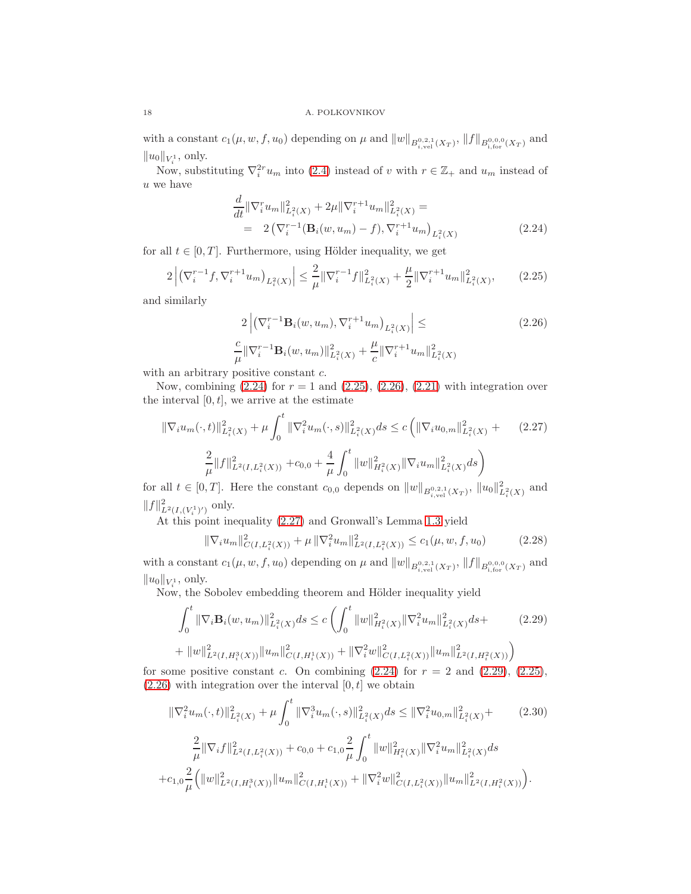with a constant $c_1(\mu, w, f, u_0)$ depending on $\mu$ and $\|w\|_{B^{0,2,1}_{i,\mathrm{vel}}(X_T)}$, $\|f\|_{B^{0,0,0}_{i,\mathrm{for}}(X_T)}$ and $\|u_0\|_{V^1_i}$, only.

Now, substituting $\nabla_i^{2r} u_m$ into (2.4) instead of $v$ with $r \in \mathbb{Z}_+$ and $u_m$ instead of $u$ we have

$$
\begin{aligned}
&\frac{d}{dt}\|\nabla_i^r u_m\|^2_{L^2_i(X)} + 2\mu\|\nabla_i^{r+1} u_m\|^2_{L^2_i(X)} = \\
&= \ 2\left(\nabla_i^{r-1}(\mathbf{B}_i(w, u_m) - f), \nabla_i^{r+1} u_m\right)_{L^2_i(X)}
\end{aligned}
\tag{2.24}
$$

for all $t \in [0, T]$. Furthermore, using Hölder inequality, we get

$$
2\left|\left(\nabla_i^{r-1} f, \nabla_i^{r+1} u_m\right)_{L^2_i(X)}\right| \leq \frac{2}{\mu}\|\nabla_i^{r-1} f\|^2_{L^2_i(X)} + \frac{\mu}{2}\|\nabla_i^{r+1} u_m\|^2_{L^2_i(X)},
\tag{2.25}
$$

and similarly

$$
\begin{aligned}
&2\left|\left(\nabla_i^{r-1}\mathbf{B}_i(w, u_m), \nabla_i^{r+1} u_m\right)_{L^2_i(X)}\right| \leq \\
&\frac{c}{\mu}\|\nabla_i^{r-1}\mathbf{B}_i(w, u_m)\|^2_{L^2_i(X)} + \frac{\mu}{c}\|\nabla_i^{r+1} u_m\|^2_{L^2_i(X)}
\end{aligned}
\tag{2.26}
$$

with an arbitrary positive constant $c$.

Now, combining (2.24) for $r = 1$ and (2.25), (2.26), (2.21) with integration over the interval $[0, t]$, we arrive at the estimate

$$
\begin{aligned}
\|\nabla_i u_m(\cdot, t)\|^2_{L^2_i(X)} + \mu \int_0^t \|\nabla_i^2 u_m(\cdot, s)\|^2_{L^2_i(X)} ds \leq c\Big(\|\nabla_i u_{0,m}\|^2_{L^2_i(X)} + \\
\frac{2}{\mu}\|f\|^2_{L^2(I, L^2_i(X))} + c_{0,0} + \frac{4}{\mu}\int_0^t \|w\|^2_{H^2_i(X)}\|\nabla_i u_m\|^2_{L^2_i(X)} ds\Big)
\end{aligned}
\tag{2.27}
$$

for all $t \in [0, T]$. Here the constant $c_{0,0}$ depends on $\|w\|_{B^{0,2,1}_{i,\mathrm{vel}}(X_T)}$, $\|u_0\|^2_{L^2_i(X)}$ and $\|f\|^2_{L^2(I,(V^1_i)')}$ only.

At this point inequality (2.27) and Gronwall's Lemma 1.3 yield

$$
\|\nabla_i u_m\|^2_{C(I, L^2_i(X))} + \mu\|\nabla_i^2 u_m\|^2_{L^2(I, L^2_i(X))} \leq c_1(\mu, w, f, u_0)
\tag{2.28}
$$

with a constant $c_1(\mu, w, f, u_0)$ depending on $\mu$ and $\|w\|_{B^{0,2,1}_{i,\mathrm{vel}}(X_T)}$, $\|f\|_{B^{0,0,0}_{i,\mathrm{for}}(X_T)}$ and $\|u_0\|_{V^1_i}$, only.

Now, the Sobolev embedding theorem and Hölder inequality yield

$$
\begin{aligned}
\int_0^t \|\nabla_i \mathbf{B}_i(w, u_m)\|^2_{L^2_i(X)} ds \leq c\Big(\int_0^t \|w\|^2_{H^2_i(X)}\|\nabla_i^2 u_m\|^2_{L^2_i(X)} ds + \\
+ \|w\|^2_{L^2(I, H^3_i(X))}\|u_m\|^2_{C(I, H^1_i(X))} + \|\nabla_i^2 w\|^2_{C(I, L^2_i(X))}\|u_m\|^2_{L^2(I, H^2_i(X))}\Big)
\end{aligned}
\tag{2.29}
$$

for some positive constant $c$. On combining (2.24) for $r = 2$ and (2.29), (2.25), (2.26) with integration over the interval $[0, t]$ we obtain

$$
\begin{aligned}
\|\nabla_i^2 u_m(\cdot, t)\|^2_{L^2_i(X)} + \mu \int_0^t \|\nabla_i^3 u_m(\cdot, s)\|^2_{L^2_i(X)} ds \leq \|\nabla_i^2 u_{0,m}\|^2_{L^2_i(X)} + \\
\frac{2}{\mu}\|\nabla_i f\|^2_{L^2(I, L^2_i(X))} + c_{0,0} + c_{1,0}\frac{2}{\mu}\int_0^t \|w\|^2_{H^2_i(X)}\|\nabla_i^2 u_m\|^2_{L^2_i(X)} ds \\
+ c_{1,0}\frac{2}{\mu}\Big(\|w\|^2_{L^2(I, H^3_i(X))}\|u_m\|^2_{C(I, H^1_i(X))} + \|\nabla_i^2 w\|^2_{C(I, L^2_i(X))}\|u_m\|^2_{L^2(I, H^2_i(X))}\Big).
\end{aligned}
\tag{2.30}
$$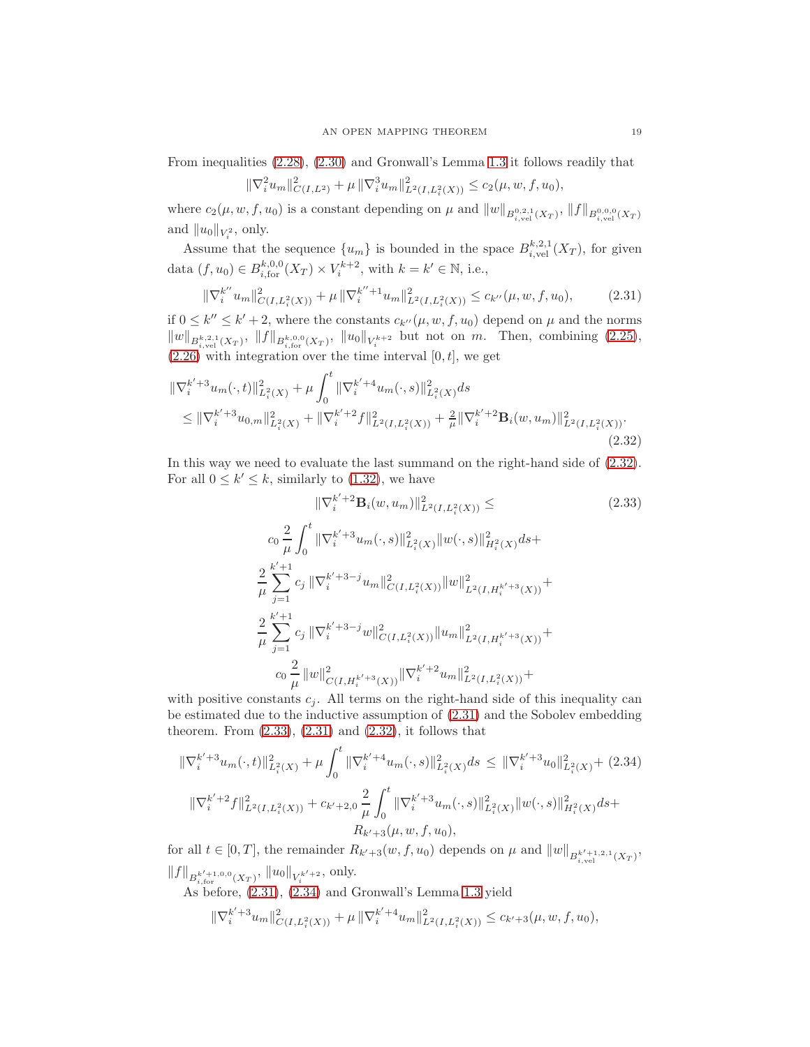From inequalities (2.28), (2.30) and Gronwall's Lemma 1.3 it follows readily that

$$\|\nabla_i^2 u_m\|^2_{C(I,L^2)} + \mu\, \|\nabla_i^3 u_m\|^2_{L^2(I,L^2_i(X))} \leq c_2(\mu, w, f, u_0),$$

where $c_2(\mu, w, f, u_0)$ is a constant depending on $\mu$ and $\|w\|_{B^{0,2,1}_{i,\mathrm{vel}}(X_T)}$, $\|f\|_{B^{0,0,0}_{i,\mathrm{vel}}(X_T)}$ and $\|u_0\|_{V_i^2}$, only.

Assume that the sequence $\{u_m\}$ is bounded in the space $B^{k,2,1}_{i,\mathrm{vel}}(X_T)$, for given data $(f, u_0) \in B^{k,0,0}_{i,\mathrm{for}}(X_T) \times V_i^{k+2}$, with $k = k' \in \mathbb{N}$, i.e.,

$$\|\nabla_i^{k''} u_m\|^2_{C(I,L^2_i(X))} + \mu\, \|\nabla_i^{k''+1} u_m\|^2_{L^2(I,L^2_i(X))} \leq c_{k''}(\mu, w, f, u_0), \tag{2.31}$$

if $0 \leq k'' \leq k'+2$, where the constants $c_{k''}(\mu, w, f, u_0)$ depend on $\mu$ and the norms $\|w\|_{B^{k,2,1}_{i,\mathrm{vel}}(X_T)}$, $\|f\|_{B^{k,0,0}_{i,\mathrm{for}}(X_T)}$, $\|u_0\|_{V_i^{k+2}}$ but not on $m$. Then, combining (2.25), (2.26) with integration over the time interval $[0, t]$, we get

$$\begin{aligned} &\|\nabla_i^{k'+3} u_m(\cdot, t)\|^2_{L^2_i(X)} + \mu \int_0^t \|\nabla_i^{k'+4} u_m(\cdot, s)\|^2_{L^2_i(X)} ds \\ &\quad \leq \|\nabla_i^{k'+3} u_{0,m}\|^2_{L^2_i(X)} + \|\nabla_i^{k'+2} f\|^2_{L^2(I,L^2_i(X))} + \tfrac{2}{\mu} \|\nabla_i^{k'+2} \mathbf{B}_i(w, u_m)\|^2_{L^2(I,L^2_i(X))}. \end{aligned} \tag{2.32}$$

In this way we need to evaluate the last summand on the right-hand side of (2.32). For all $0 \leq k' \leq k$, similarly to (1.32), we have

$$\begin{aligned} &\|\nabla_i^{k'+2} \mathbf{B}_i(w, u_m)\|^2_{L^2(I,L^2_i(X))} \leq \\ &c_0 \frac{2}{\mu} \int_0^t \|\nabla_i^{k'+3} u_m(\cdot, s)\|^2_{L^2_i(X)} \|w(\cdot, s)\|^2_{H^2_i(X)} ds + \\ &\frac{2}{\mu} \sum_{j=1}^{k'+1} c_j\, \|\nabla_i^{k'+3-j} u_m\|^2_{C(I,L^2_i(X))} \|w\|^2_{L^2(I,H_i^{k'+3}(X))} + \\ &\frac{2}{\mu} \sum_{j=1}^{k'+1} c_j\, \|\nabla_i^{k'+3-j} w\|^2_{C(I,L^2_i(X))} \|u_m\|^2_{L^2(I,H_i^{k'+3}(X))} + \\ &c_0 \frac{2}{\mu} \|w\|^2_{C(I,H_i^{k'+3}(X))} \|\nabla_i^{k'+2} u_m\|^2_{L^2(I,L^2_i(X))} + \end{aligned} \tag{2.33}$$

with positive constants $c_j$. All terms on the right-hand side of this inequality can be estimated due to the inductive assumption of (2.31) and the Sobolev embedding theorem. From (2.33), (2.31) and (2.32), it follows that

$$\begin{aligned} &\|\nabla_i^{k'+3} u_m(\cdot, t)\|^2_{L^2_i(X)} + \mu \int_0^t \|\nabla_i^{k'+4} u_m(\cdot, s)\|^2_{L^2_i(X)} ds \leq \|\nabla_i^{k'+3} u_0\|^2_{L^2_i(X)} + \\ &\|\nabla_i^{k'+2} f\|^2_{L^2(I,L^2_i(X))} + c_{k'+2,0} \frac{2}{\mu} \int_0^t \|\nabla_i^{k'+3} u_m(\cdot, s)\|^2_{L^2_i(X)} \|w(\cdot, s)\|^2_{H^2_i(X)} ds + \\ &R_{k'+3}(\mu, w, f, u_0), \end{aligned} \tag{2.34}$$

for all $t \in [0, T]$, the remainder $R_{k'+3}(w, f, u_0)$ depends on $\mu$ and $\|w\|_{B^{k'+1,2,1}_{i,\mathrm{vel}}(X_T)}$, $\|f\|_{B^{k'+1,0,0}_{i,\mathrm{for}}(X_T)}$, $\|u_0\|_{V_i^{k'+2}}$, only.

As before, (2.31), (2.34) and Gronwall's Lemma 1.3 yield

$$\|\nabla_i^{k'+3} u_m\|^2_{C(I,L^2_i(X))} + \mu\, \|\nabla_i^{k'+4} u_m\|^2_{L^2(I,L^2_i(X))} \leq c_{k'+3}(\mu, w, f, u_0),$$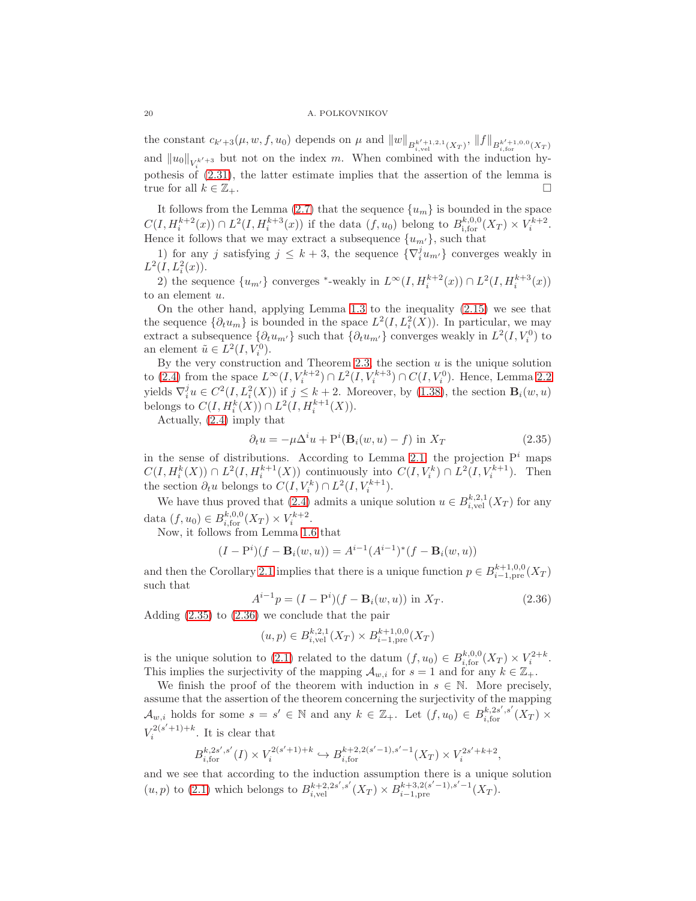the constant $c_{k'+3}(\mu, w, f, u_0)$ depends on $\mu$ and $\|w\|_{B^{k'+1,2,1}_{i,\rm vel}(X_T)}$, $\|f\|_{B^{k'+1,0,0}_{i,\rm for}(X_T)}$ and $\|u_0\|_{V_i^{k'+3}}$ but not on the index $m$. When combined with the induction hypothesis of (2.31), the latter estimate implies that the assertion of the lemma is true for all $k \in \mathbb{Z}_+$. □

It follows from the Lemma (2.7) that the sequence $\{u_m\}$ is bounded in the space $C(I, H^{k+2}_i(x)) \cap L^2(I, H^{k+3}_i(x))$ if the data $(f, u_0)$ belong to $B^{k,0,0}_{\rm i,for}(X_T) \times V_i^{k+2}$. Hence it follows that we may extract a subsequence $\{u_{m'}\}$, such that

1) for any $j$ satisfying $j \leq k+3$, the sequence $\{\nabla^j_i u_{m'}\}$ converges weakly in $L^2(I, L^2_i(x))$.

2) the sequence $\{u_{m'}\}$ converges $^*$-weakly in $L^\infty(I, H^{k+2}_i(x)) \cap L^2(I, H^{k+3}_i(x))$ to an element $u$.

On the other hand, applying Lemma 1.3 to the inequality (2.15) we see that the sequence $\{\partial_t u_m\}$ is bounded in the space $L^2(I, L^2_i(X))$. In particular, we may extract a subsequence $\{\partial_t u_{m'}\}$ such that $\{\partial_t u_{m'}\}$ converges weakly in $L^2(I, V^0_i)$ to an element $\tilde u \in L^2(I, V^0_i)$.

By the very construction and Theorem 2.3, the section $u$ is the unique solution to (2.4) from the space $L^\infty(I, V^{k+2}_i) \cap L^2(I, V^{k+3}_i) \cap C(I, V^0_i)$. Hence, Lemma 2.2 yields $\nabla^j_i u \in C^2(I, L^2_i(X))$ if $j \leq k+2$. Moreover, by (1.38), the section $\mathbf{B}_i(w, u)$ belongs to $C(I, H^k_i(X)) \cap L^2(I, H^{k+1}_i(X))$.

Actually, (2.4) imply that

$$\partial_t u = -\mu \Delta^i u + \mathrm{P}^i(\mathbf{B}_i(w, u) - f) \text{ in } X_T \tag{2.35}$$

in the sense of distributions. According to Lemma 2.1, the projection $\mathrm{P}^i$ maps $C(I, H^k_i(X)) \cap L^2(I, H^{k+1}_i(X))$ continuously into $C(I, V^k_i) \cap L^2(I, V^{k+1}_i)$. Then the section $\partial_t u$ belongs to $C(I, V^k_i) \cap L^2(I, V^{k+1}_i)$.

We have thus proved that (2.4) admits a unique solution $u \in B^{k,2,1}_{i,\rm vel}(X_T)$ for any data $(f, u_0) \in B^{k,0,0}_{i,\rm for}(X_T) \times V^{k+2}_i$.

Now, it follows from Lemma 1.6 that

$$(I - \mathrm{P}^i)(f - \mathbf{B}_i(w, u)) = A^{i-1}(A^{i-1})^*(f - \mathbf{B}_i(w, u))$$

and then the Corollary 2.1 implies that there is a unique function $p \in B^{k+1,0,0}_{i-1,\rm pre}(X_T)$ such that

$$A^{i-1} p = (I - \mathrm{P}^i)(f - \mathbf{B}_i(w, u)) \text{ in } X_T. \tag{2.36}$$

Adding (2.35) to (2.36) we conclude that the pair

$$(u, p) \in B^{k,2,1}_{i,\rm vel}(X_T) \times B^{k+1,0,0}_{i-1,\rm pre}(X_T)$$

is the unique solution to (2.1) related to the datum $(f, u_0) \in B^{k,0,0}_{i,\rm for}(X_T) \times V^{2+k}_i$. This implies the surjectivity of the mapping $\mathcal{A}_{w,i}$ for $s = 1$ and for any $k \in \mathbb{Z}_+$.

We finish the proof of the theorem with induction in $s \in \mathbb{N}$. More precisely, assume that the assertion of the theorem concerning the surjectivity of the mapping $\mathcal{A}_{w,i}$ holds for some $s = s' \in \mathbb{N}$ and any $k \in \mathbb{Z}_+$. Let $(f, u_0) \in B^{k,2s',s'}_{i,\rm for}(X_T) \times V^{2(s'+1)+k}_i$. It is clear that

$$B^{k,2s',s'}_{i,\rm for}(I) \times V^{2(s'+1)+k}_i \hookrightarrow B^{k+2,2(s'-1),s'-1}_{i,\rm for}(X_T) \times V^{2s'+k+2}_i,$$

and we see that according to the induction assumption there is a unique solution $(u, p)$ to (2.1) which belongs to $B^{k+2,2s',s'}_{i,\rm vel}(X_T) \times B^{k+3,2(s'-1),s'-1}_{i-1,\rm pre}(X_T)$.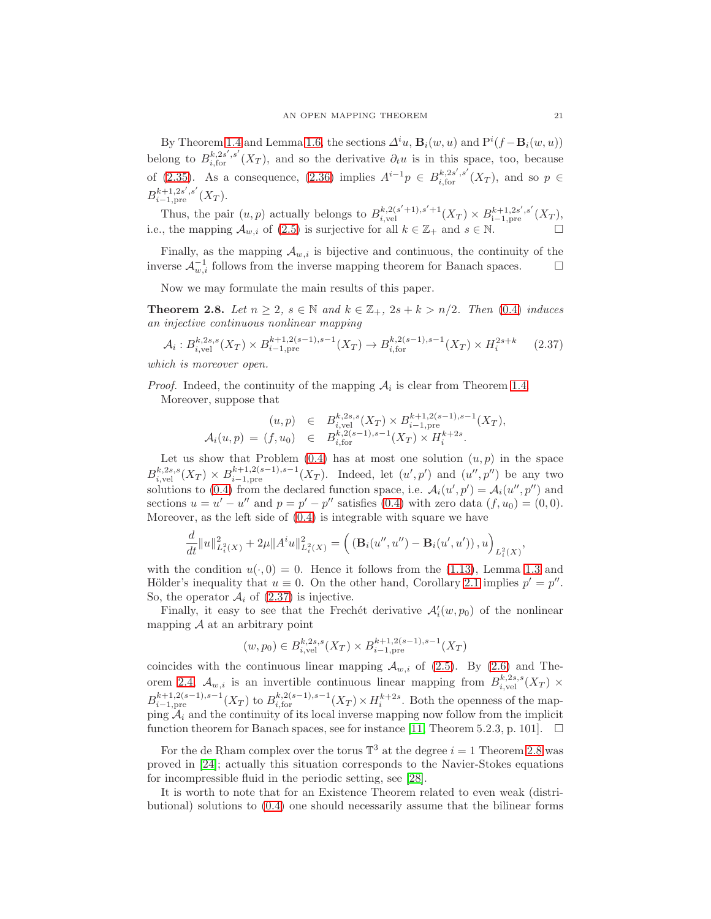By Theorem 1.4 and Lemma 1.6, the sections $\Delta^i u$, $\mathbf{B}_i(w,u)$ and $\mathrm{P}^i(f - \mathbf{B}_i(w,u))$ belong to $B^{k,2s',s'}_{i,\mathrm{for}}(X_T)$, and so the derivative $\partial_t u$ is in this space, too, because of (2.35). As a consequence, (2.36) implies $A^{i-1}p \in B^{k,2s',s'}_{i,\mathrm{for}}(X_T)$, and so $p \in B^{k+1,2s',s'}_{i-1,\mathrm{pre}}(X_T)$.

Thus, the pair $(u,p)$ actually belongs to $B^{k,2(s'+1),s'+1}_{i,\mathrm{vel}}(X_T) \times B^{k+1,2s',s'}_{\mathrm{i-1,pre}}(X_T)$, i.e., the mapping $\mathcal{A}_{w,i}$ of (2.5) is surjective for all $k \in \mathbb{Z}_+$ and $s \in \mathbb{N}$. □

Finally, as the mapping $\mathcal{A}_{w,i}$ is bijective and continuous, the continuity of the inverse $\mathcal{A}^{-1}_{w,i}$ follows from the inverse mapping theorem for Banach spaces. □

Now we may formulate the main results of this paper.

**Theorem 2.8.** *Let $n \geq 2$, $s \in \mathbb{N}$ and $k \in \mathbb{Z}_+$, $2s + k > n/2$. Then (0.4) induces an injective continuous nonlinear mapping*

$$\mathcal{A}_i : B^{k,2s,s}_{i,\mathrm{vel}}(X_T) \times B^{k+1,2(s-1),s-1}_{i-1,\mathrm{pre}}(X_T) \to B^{k,2(s-1),s-1}_{i,\mathrm{for}}(X_T) \times H^{2s+k}_i \tag{2.37}$$

*which is moreover open.*

*Proof.* Indeed, the continuity of the mapping $\mathcal{A}_i$ is clear from Theorem 1.4.

Moreover, suppose that

$$\begin{array}{rcl} (u,p) & \in & B^{k,2s,s}_{i,\mathrm{vel}}(X_T) \times B^{k+1,2(s-1),s-1}_{i-1,\mathrm{pre}}(X_T), \\ \mathcal{A}_i(u,p) = (f,u_0) & \in & B^{k,2(s-1),s-1}_{i,\mathrm{for}}(X_T) \times H^{k+2s}_i. \end{array}$$

Let us show that Problem (0.4) has at most one solution $(u,p)$ in the space $B^{k,2s,s}_{i,\mathrm{vel}}(X_T) \times B^{k+1,2(s-1),s-1}_{i-1,\mathrm{pre}}(X_T)$. Indeed, let $(u',p')$ and $(u'',p'')$ be any two solutions to (0.4) from the declared function space, i.e. $\mathcal{A}_i(u',p') = \mathcal{A}_i(u'',p'')$ and sections $u = u' - u''$ and $p = p' - p''$ satisfies (0.4) with zero data $(f,u_0) = (0,0)$. Moreover, as the left side of (0.4) is integrable with square we have

$$\frac{d}{dt}\|u\|^2_{L^2_i(X)} + 2\mu\|A^i u\|^2_{L^2_i(X)} = \Big( (\mathbf{B}_i(u'',u'') - \mathbf{B}_i(u',u')) \, , u \Big)_{L^2_i(X)},$$

with the condition $u(\cdot,0) = 0$. Hence it follows from the (1.13), Lemma 1.3 and Hölder's inequality that $u \equiv 0$. On the other hand, Corollary 2.1 implies $p' = p''$. So, the operator $\mathcal{A}_i$ of (2.37) is injective.

Finally, it easy to see that the Frechét derivative $\mathcal{A}'_i(w,p_0)$ of the nonlinear mapping $\mathcal{A}$ at an arbitrary point

$$(w,p_0) \in B^{k,2s,s}_{i,\mathrm{vel}}(X_T) \times B^{k+1,2(s-1),s-1}_{i-1,\mathrm{pre}}(X_T)$$

coincides with the continuous linear mapping $\mathcal{A}_{w,i}$ of (2.5). By (2.6) and Theorem 2.4 $\mathcal{A}_{w,i}$ is an invertible continuous linear mapping from $B^{k,2s,s}_{i,\mathrm{vel}}(X_T) \times B^{k+1,2(s-1),s-1}_{i-1,\mathrm{pre}}(X_T)$ to $B^{k,2(s-1),s-1}_{i,\mathrm{for}}(X_T) \times H^{k+2s}_i$. Both the openness of the mapping $\mathcal{A}_i$ and the continuity of its local inverse mapping now follow from the implicit function theorem for Banach spaces, see for instance [11, Theorem 5.2.3, p. 101]. □

For the de Rham complex over the torus $\mathbb{T}^3$ at the degree $i = 1$ Theorem 2.8 was proved in [24]; actually this situation corresponds to the Navier-Stokes equations for incompressible fluid in the periodic setting, see [28].

It is worth to note that for an Existence Theorem related to even weak (distributional) solutions to (0.4) one should necessarily assume that the bilinear forms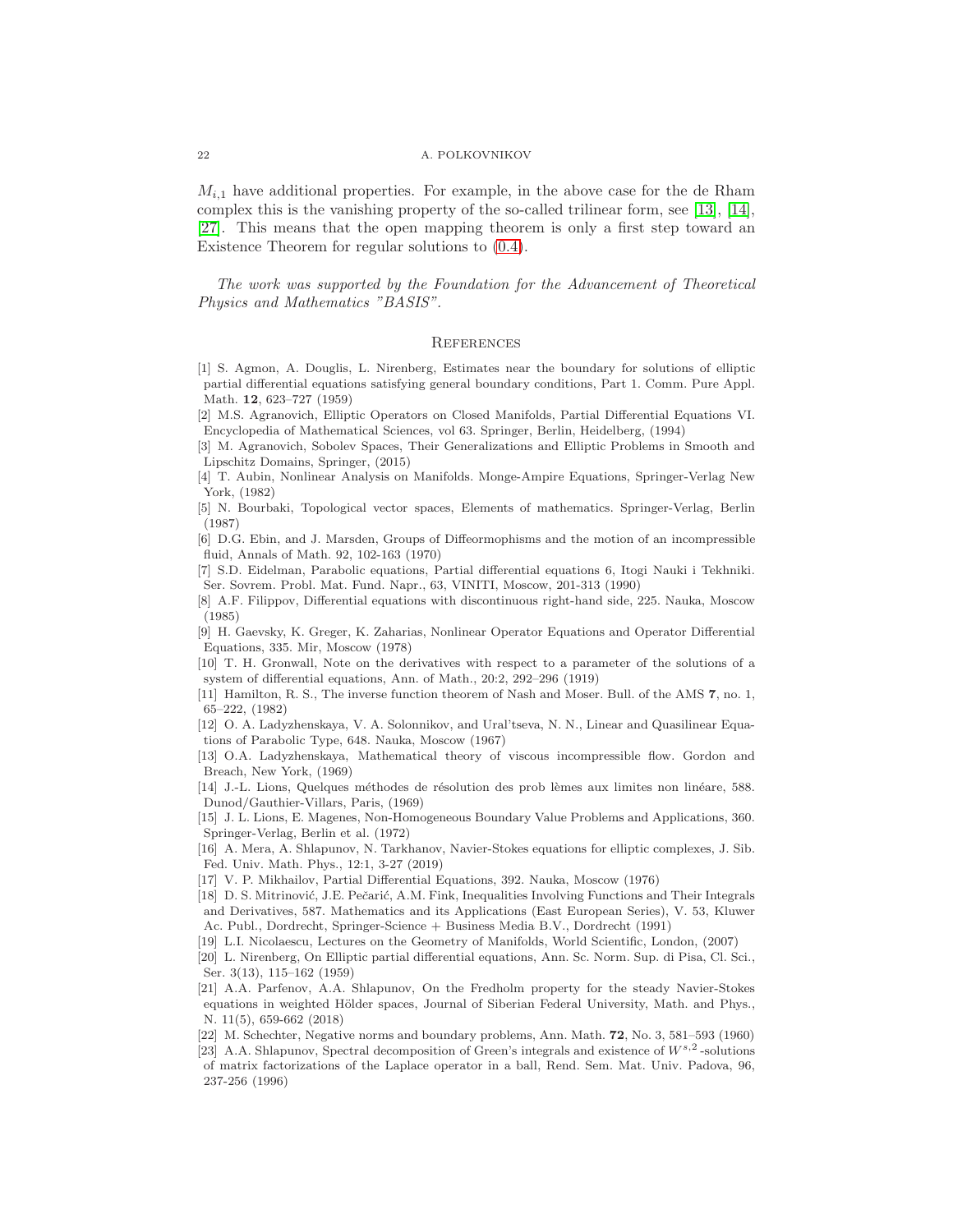$M_{i,1}$ have additional properties. For example, in the above case for the de Rham complex this is the vanishing property of the so-called trilinear form, see [13], [14], [27]. This means that the open mapping theorem is only a first step toward an Existence Theorem for regular solutions to (0.4).

*The work was supported by the Foundation for the Advancement of Theoretical Physics and Mathematics "BASIS".*

## References

[1] S. Agmon, A. Douglis, L. Nirenberg, Estimates near the boundary for solutions of elliptic partial differential equations satisfying general boundary conditions, Part 1. Comm. Pure Appl. Math. **12**, 623–727 (1959)

[2] M.S. Agranovich, Elliptic Operators on Closed Manifolds, Partial Differential Equations VI. Encyclopedia of Mathematical Sciences, vol 63. Springer, Berlin, Heidelberg, (1994)

[3] M. Agranovich, Sobolev Spaces, Their Generalizations and Elliptic Problems in Smooth and Lipschitz Domains, Springer, (2015)

[4] T. Aubin, Nonlinear Analysis on Manifolds. Monge-Ampire Equations, Springer-Verlag New York, (1982)

[5] N. Bourbaki, Topological vector spaces, Elements of mathematics. Springer-Verlag, Berlin (1987)

[6] D.G. Ebin, and J. Marsden, Groups of Diffeormophisms and the motion of an incompressible fluid, Annals of Math. 92, 102-163 (1970)

[7] S.D. Eidelman, Parabolic equations, Partial differential equations 6, Itogi Nauki i Tekhniki. Ser. Sovrem. Probl. Mat. Fund. Napr., 63, VINITI, Moscow, 201-313 (1990)

[8] A.F. Filippov, Differential equations with discontinuous right-hand side, 225. Nauka, Moscow (1985)

[9] H. Gaevsky, K. Greger, K. Zaharias, Nonlinear Operator Equations and Operator Differential Equations, 335. Mir, Moscow (1978)

[10] T. H. Gronwall, Note on the derivatives with respect to a parameter of the solutions of a system of differential equations, Ann. of Math., 20:2, 292–296 (1919)

[11] Hamilton, R. S., The inverse function theorem of Nash and Moser. Bull. of the AMS **7**, no. 1, 65–222, (1982)

[12] O. A. Ladyzhenskaya, V. A. Solonnikov, and Ural'tseva, N. N., Linear and Quasilinear Equations of Parabolic Type, 648. Nauka, Moscow (1967)

[13] O.A. Ladyzhenskaya, Mathematical theory of viscous incompressible flow. Gordon and Breach, New York, (1969)

[14] J.-L. Lions, Quelques méthodes de résolution des prob lèmes aux limites non linéare, 588. Dunod/Gauthier-Villars, Paris, (1969)

[15] J. L. Lions, E. Magenes, Non-Homogeneous Boundary Value Problems and Applications, 360. Springer-Verlag, Berlin et al. (1972)

[16] A. Mera, A. Shlapunov, N. Tarkhanov, Navier-Stokes equations for elliptic complexes, J. Sib. Fed. Univ. Math. Phys., 12:1, 3-27 (2019)

[17] V. P. Mikhailov, Partial Differential Equations, 392. Nauka, Moscow (1976)

[18] D. S. Mitrinović, J.E. Pečarić, A.M. Fink, Inequalities Involving Functions and Their Integrals and Derivatives, 587. Mathematics and its Applications (East European Series), V. 53, Kluwer Ac. Publ., Dordrecht, Springer-Science + Business Media B.V., Dordrecht (1991)

[19] L.I. Nicolaescu, Lectures on the Geometry of Manifolds, World Scientific, London, (2007)

[20] L. Nirenberg, On Elliptic partial differential equations, Ann. Sc. Norm. Sup. di Pisa, Cl. Sci., Ser. 3(13), 115–162 (1959)

[21] A.A. Parfenov, A.A. Shlapunov, On the Fredholm property for the steady Navier-Stokes equations in weighted Hölder spaces, Journal of Siberian Federal University, Math. and Phys., N. 11(5), 659-662 (2018)

[22] M. Schechter, Negative norms and boundary problems, Ann. Math. **72**, No. 3, 581–593 (1960)

[23] A.A. Shlapunov, Spectral decomposition of Green's integrals and existence of $W^{s,2}$-solutions of matrix factorizations of the Laplace operator in a ball, Rend. Sem. Mat. Univ. Padova, 96, 237-256 (1996)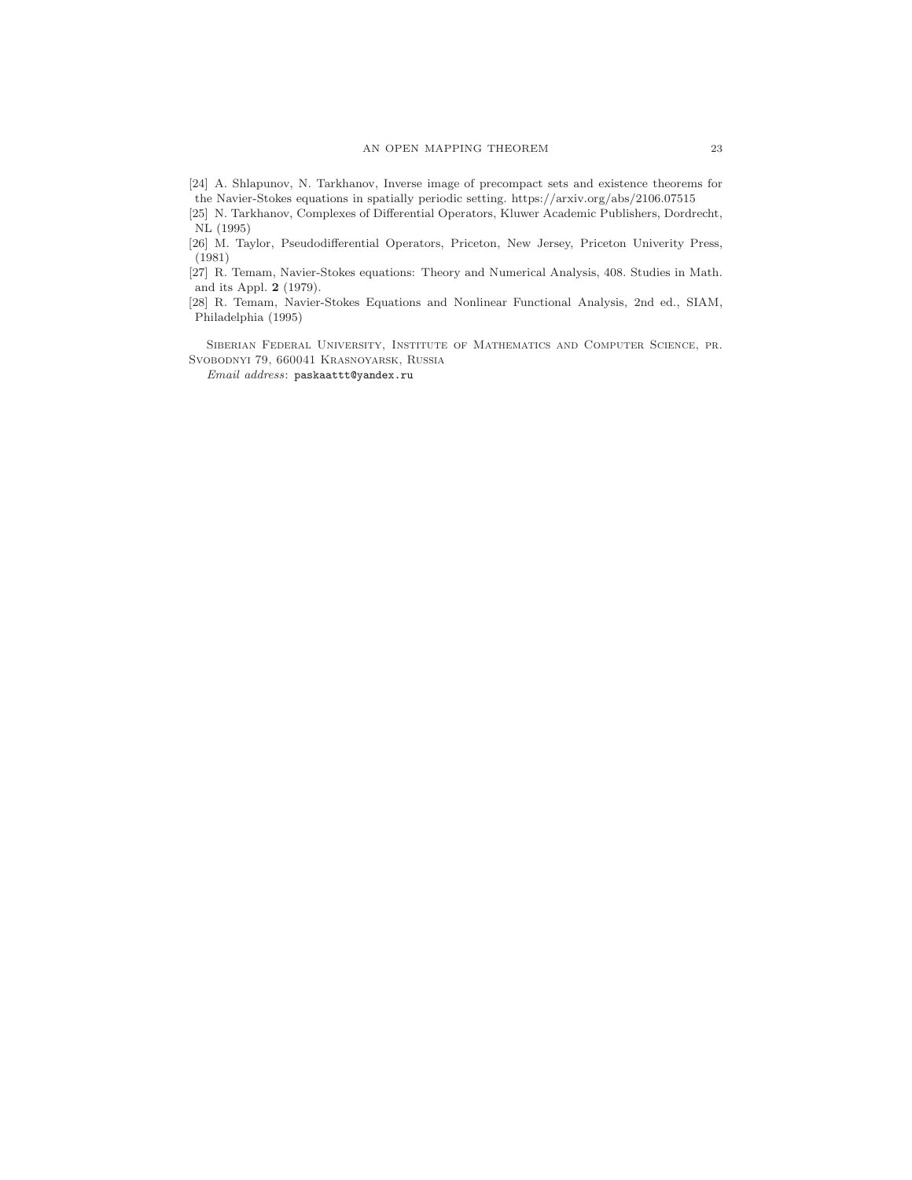[24] A. Shlapunov, N. Tarkhanov, Inverse image of precompact sets and existence theorems for the Navier-Stokes equations in spatially periodic setting. https://arxiv.org/abs/2106.07515

[25] N. Tarkhanov, Complexes of Differential Operators, Kluwer Academic Publishers, Dordrecht, NL (1995)

[26] M. Taylor, Pseudodifferential Operators, Priceton, New Jersey, Priceton Univerity Press, (1981)

[27] R. Temam, Navier-Stokes equations: Theory and Numerical Analysis, 408. Studies in Math. and its Appl. **2** (1979).

[28] R. Temam, Navier-Stokes Equations and Nonlinear Functional Analysis, 2nd ed., SIAM, Philadelphia (1995)

Siberian Federal University, Institute of Mathematics and Computer Science, pr. Svobodnyi 79, 660041 Krasnoyarsk, Russia

*Email address*: paskaattt@yandex.ru